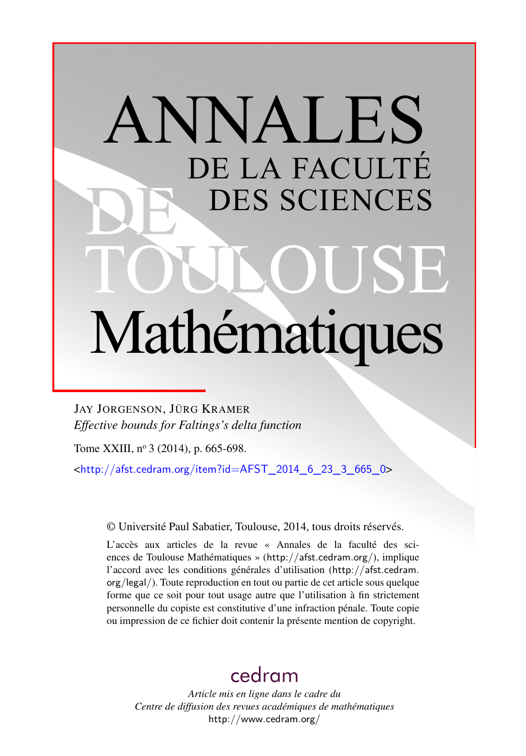# ANNALES DE LA FACULTÉ DES SCIENCES DE TOULOUSE Mathématiques

Jay Jorgenson, Jürg Kramer

*Effective bounds for Faltings's delta function*

Tome XXIII, n° 3 (2014), p. 665-698.

<http://afst.cedram.org/item?id=AFST_2014_6_23_3_665_0>

© Université Paul Sabatier, Toulouse, 2014, tous droits réservés.

L'accès aux articles de la revue « Annales de la faculté des sciences de Toulouse Mathématiques » (http://afst.cedram.org/), implique l'accord avec les conditions générales d'utilisation (http://afst.cedram.org/legal/). Toute reproduction en tout ou partie de cet article sous quelque forme que ce soit pour tout usage autre que l'utilisation à fin strictement personnelle du copiste est constitutive d'une infraction pénale. Toute copie ou impression de ce fichier doit contenir la présente mention de copyright.

cedram

*Article mis en ligne dans le cadre du Centre de diffusion des revues académiques de mathématiques*

http://www.cedram.org/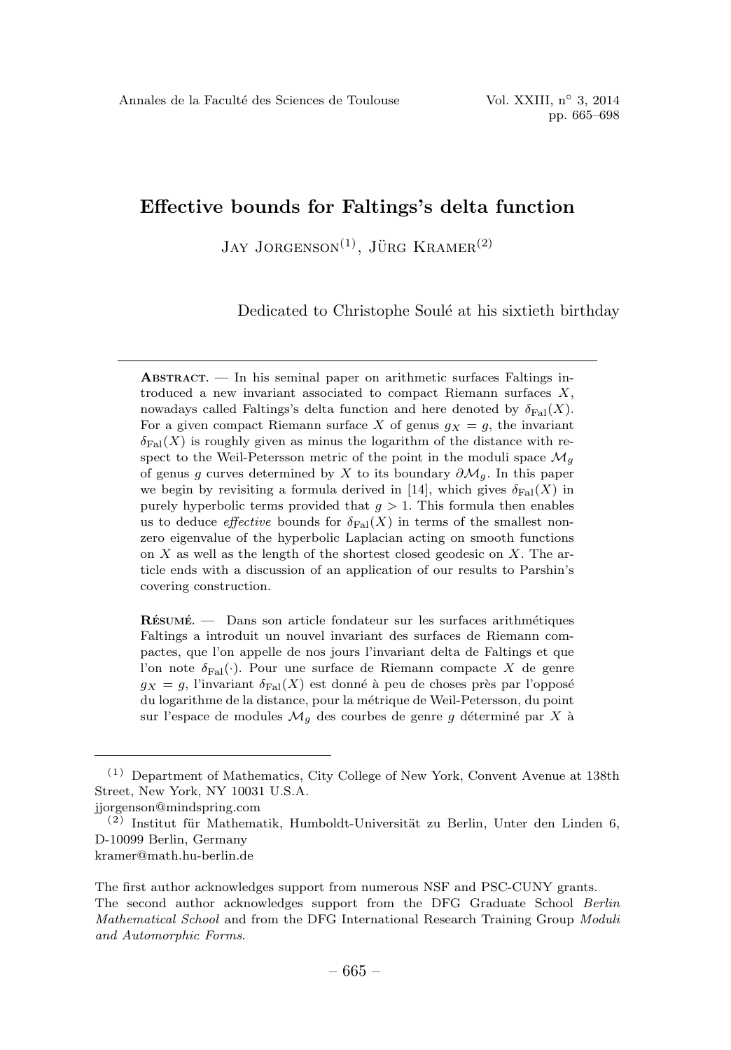# Effective bounds for Faltings's delta function

Jay Jorgenson[(1)], Jürg Kramer[(2)]

Dedicated to Christophe Soulé at his sixtieth birthday

**Abstract.** — In his seminal paper on arithmetic surfaces Faltings introduced a new invariant associated to compact Riemann surfaces $X$, nowadays called Faltings's delta function and here denoted by $\delta_{\mathrm{Fal}}(X)$. For a given compact Riemann surface $X$ of genus $g_X = g$, the invariant $\delta_{\mathrm{Fal}}(X)$ is roughly given as minus the logarithm of the distance with respect to the Weil-Petersson metric of the point in the moduli space $\mathcal{M}_g$ of genus $g$ curves determined by $X$ to its boundary $\partial\mathcal{M}_g$. In this paper we begin by revisiting a formula derived in [14], which gives $\delta_{\mathrm{Fal}}(X)$ in purely hyperbolic terms provided that $g > 1$. This formula then enables us to deduce *effective* bounds for $\delta_{\mathrm{Fal}}(X)$ in terms of the smallest nonzero eigenvalue of the hyperbolic Laplacian acting on smooth functions on $X$ as well as the length of the shortest closed geodesic on $X$. The article ends with a discussion of an application of our results to Parshin's covering construction.

**Résumé.** — Dans son article fondateur sur les surfaces arithmétiques Faltings a introduit un nouvel invariant des surfaces de Riemann compactes, que l'on appelle de nos jours l'invariant delta de Faltings et que l'on note $\delta_{\mathrm{Fal}}(\cdot)$. Pour une surface de Riemann compacte $X$ de genre $g_X = g$, l'invariant $\delta_{\mathrm{Fal}}(X)$ est donné à peu de choses près par l'opposé du logarithme de la distance, pour la métrique de Weil-Petersson, du point sur l'espace de modules $\mathcal{M}_g$ des courbes de genre $g$ déterminé par $X$ à

---

(1) Department of Mathematics, City College of New York, Convent Avenue at 138th Street, New York, NY 10031 U.S.A.
jjorgenson@mindspring.com

(2) Institut für Mathematik, Humboldt-Universität zu Berlin, Unter den Linden 6, D-10099 Berlin, Germany
kramer@math.hu-berlin.de

The first author acknowledges support from numerous NSF and PSC-CUNY grants.
The second author acknowledges support from the DFG Graduate School *Berlin Mathematical School* and from the DFG International Research Training Group *Moduli and Automorphic Forms*.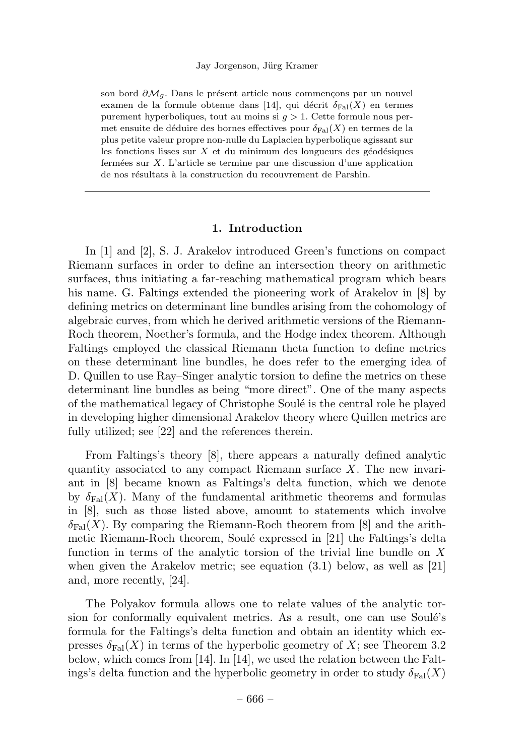son bord $\partial\mathcal{M}_g$. Dans le présent article nous commençons par un nouvel examen de la formule obtenue dans [14], qui décrit $\delta_{\mathrm{Fal}}(X)$ en termes purement hyperboliques, tout au moins si $g > 1$. Cette formule nous permet ensuite de déduire des bornes effectives pour $\delta_{\mathrm{Fal}}(X)$ en termes de la plus petite valeur propre non-nulle du Laplacien hyperbolique agissant sur les fonctions lisses sur $X$ et du minimum des longueurs des géodésiques fermées sur $X$. L'article se termine par une discussion d'une application de nos résultats à la construction du recouvrement de Parshin.

---

## 1. Introduction

In [1] and [2], S. J. Arakelov introduced Green's functions on compact Riemann surfaces in order to define an intersection theory on arithmetic surfaces, thus initiating a far-reaching mathematical program which bears his name. G. Faltings extended the pioneering work of Arakelov in [8] by defining metrics on determinant line bundles arising from the cohomology of algebraic curves, from which he derived arithmetic versions of the Riemann-Roch theorem, Noether's formula, and the Hodge index theorem. Although Faltings employed the classical Riemann theta function to define metrics on these determinant line bundles, he does refer to the emerging idea of D. Quillen to use Ray–Singer analytic torsion to define the metrics on these determinant line bundles as being "more direct". One of the many aspects of the mathematical legacy of Christophe Soulé is the central role he played in developing higher dimensional Arakelov theory where Quillen metrics are fully utilized; see [22] and the references therein.

From Faltings's theory [8], there appears a naturally defined analytic quantity associated to any compact Riemann surface $X$. The new invariant in [8] became known as Faltings's delta function, which we denote by $\delta_{\mathrm{Fal}}(X)$. Many of the fundamental arithmetic theorems and formulas in [8], such as those listed above, amount to statements which involve $\delta_{\mathrm{Fal}}(X)$. By comparing the Riemann-Roch theorem from [8] and the arithmetic Riemann-Roch theorem, Soulé expressed in [21] the Faltings's delta function in terms of the analytic torsion of the trivial line bundle on $X$ when given the Arakelov metric; see equation (3.1) below, as well as [21] and, more recently, [24].

The Polyakov formula allows one to relate values of the analytic torsion for conformally equivalent metrics. As a result, one can use Soulé's formula for the Faltings's delta function and obtain an identity which expresses $\delta_{\mathrm{Fal}}(X)$ in terms of the hyperbolic geometry of $X$; see Theorem 3.2 below, which comes from [14]. In [14], we used the relation between the Faltings's delta function and the hyperbolic geometry in order to study $\delta_{\mathrm{Fal}}(X)$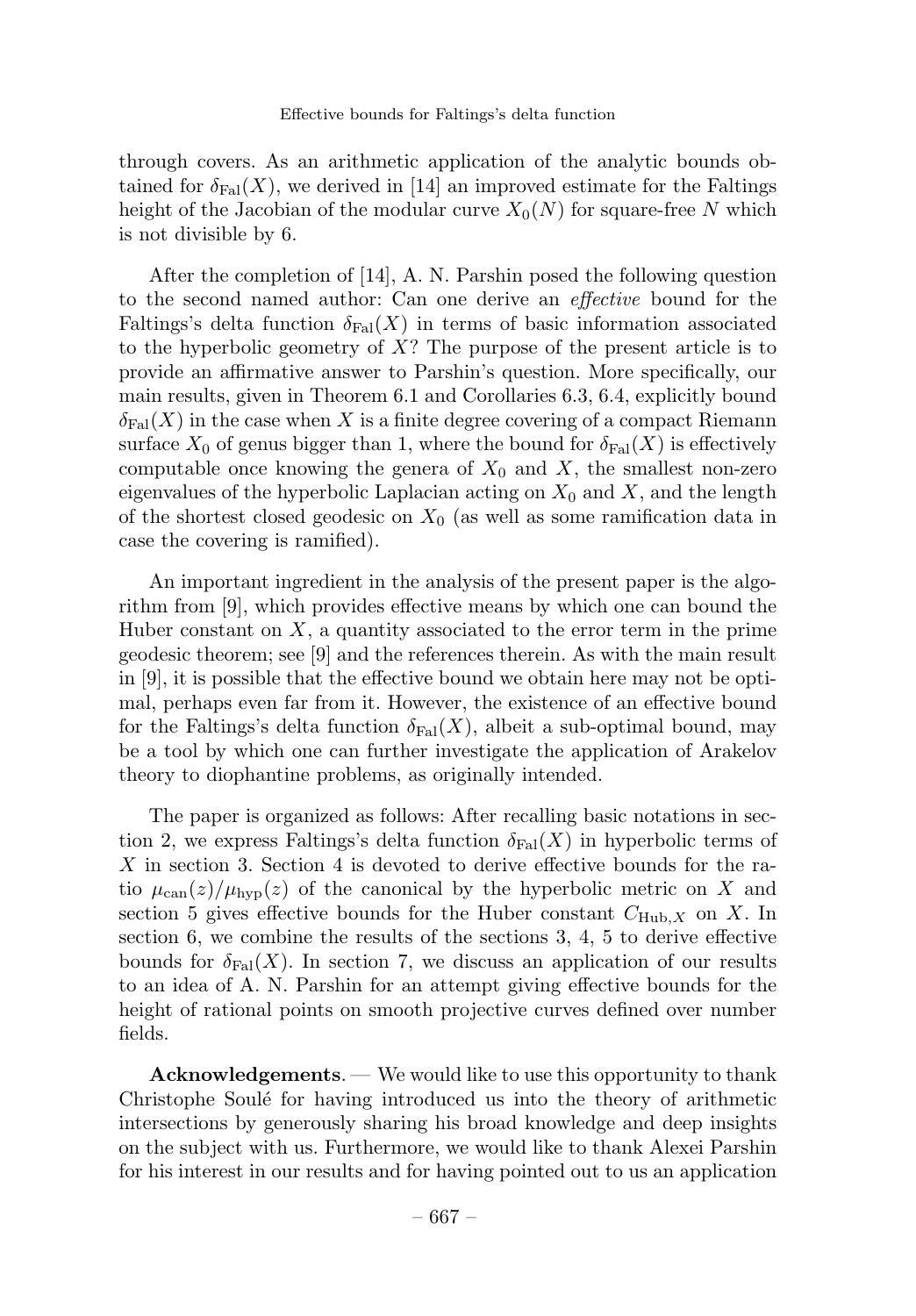through covers. As an arithmetic application of the analytic bounds obtained for $\delta_{\mathrm{Fal}}(X)$, we derived in [14] an improved estimate for the Faltings height of the Jacobian of the modular curve $X_0(N)$ for square-free $N$ which is not divisible by 6.

After the completion of [14], A. N. Parshin posed the following question to the second named author: Can one derive an *effective* bound for the Faltings's delta function $\delta_{\mathrm{Fal}}(X)$ in terms of basic information associated to the hyperbolic geometry of $X$? The purpose of the present article is to provide an affirmative answer to Parshin's question. More specifically, our main results, given in Theorem 6.1 and Corollaries 6.3, 6.4, explicitly bound $\delta_{\mathrm{Fal}}(X)$ in the case when $X$ is a finite degree covering of a compact Riemann surface $X_0$ of genus bigger than 1, where the bound for $\delta_{\mathrm{Fal}}(X)$ is effectively computable once knowing the genera of $X_0$ and $X$, the smallest non-zero eigenvalues of the hyperbolic Laplacian acting on $X_0$ and $X$, and the length of the shortest closed geodesic on $X_0$ (as well as some ramification data in case the covering is ramified).

An important ingredient in the analysis of the present paper is the algorithm from [9], which provides effective means by which one can bound the Huber constant on $X$, a quantity associated to the error term in the prime geodesic theorem; see [9] and the references therein. As with the main result in [9], it is possible that the effective bound we obtain here may not be optimal, perhaps even far from it. However, the existence of an effective bound for the Faltings's delta function $\delta_{\mathrm{Fal}}(X)$, albeit a sub-optimal bound, may be a tool by which one can further investigate the application of Arakelov theory to diophantine problems, as originally intended.

The paper is organized as follows: After recalling basic notations in section 2, we express Faltings's delta function $\delta_{\mathrm{Fal}}(X)$ in hyperbolic terms of $X$ in section 3. Section 4 is devoted to derive effective bounds for the ratio $\mu_{\mathrm{can}}(z)/\mu_{\mathrm{hyp}}(z)$ of the canonical by the hyperbolic metric on $X$ and section 5 gives effective bounds for the Huber constant $C_{\mathrm{Hub},X}$ on $X$. In section 6, we combine the results of the sections 3, 4, 5 to derive effective bounds for $\delta_{\mathrm{Fal}}(X)$. In section 7, we discuss an application of our results to an idea of A. N. Parshin for an attempt giving effective bounds for the height of rational points on smooth projective curves defined over number fields.

**Acknowledgements**. — We would like to use this opportunity to thank Christophe Soulé for having introduced us into the theory of arithmetic intersections by generously sharing his broad knowledge and deep insights on the subject with us. Furthermore, we would like to thank Alexei Parshin for his interest in our results and for having pointed out to us an application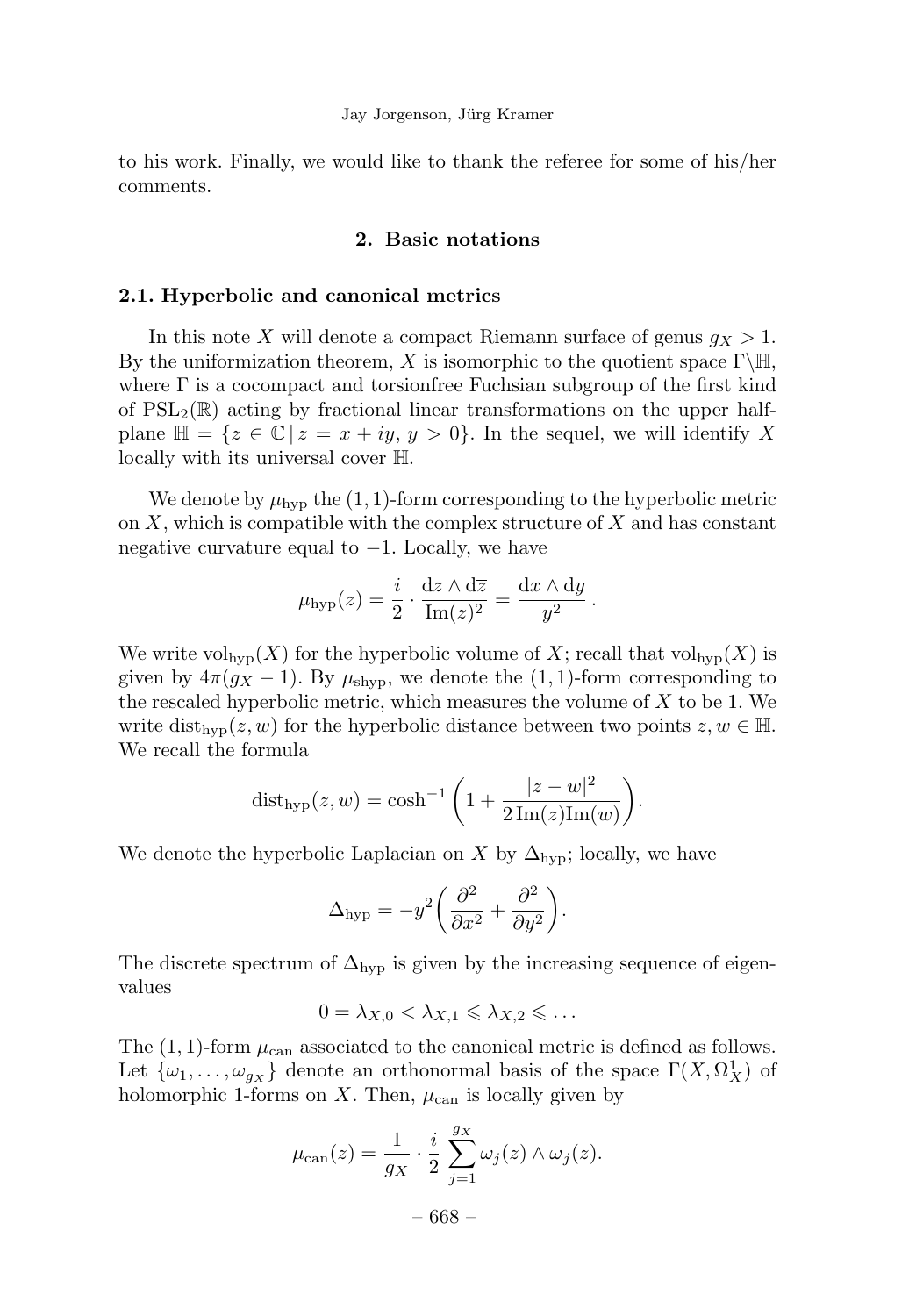to his work. Finally, we would like to thank the referee for some of his/her comments.

## 2. Basic notations

### 2.1. Hyperbolic and canonical metrics

In this note $X$ will denote a compact Riemann surface of genus $g_X > 1$. By the uniformization theorem, $X$ is isomorphic to the quotient space $\Gamma\backslash\mathbb{H}$, where $\Gamma$ is a cocompact and torsionfree Fuchsian subgroup of the first kind of $\mathrm{PSL}_2(\mathbb{R})$ acting by fractional linear transformations on the upper half-plane $\mathbb{H} = \{z \in \mathbb{C} \,|\, z = x + iy,\, y > 0\}$. In the sequel, we will identify $X$ locally with its universal cover $\mathbb{H}$.

We denote by $\mu_{\mathrm{hyp}}$ the $(1,1)$-form corresponding to the hyperbolic metric on $X$, which is compatible with the complex structure of $X$ and has constant negative curvature equal to $-1$. Locally, we have

$$\mu_{\mathrm{hyp}}(z) = \frac{i}{2} \cdot \frac{\mathrm{d}z \wedge \mathrm{d}\overline{z}}{\mathrm{Im}(z)^2} = \frac{\mathrm{d}x \wedge \mathrm{d}y}{y^2}\,.$$

We write $\mathrm{vol}_{\mathrm{hyp}}(X)$ for the hyperbolic volume of $X$; recall that $\mathrm{vol}_{\mathrm{hyp}}(X)$ is given by $4\pi(g_X - 1)$. By $\mu_{\mathrm{shyp}}$, we denote the $(1,1)$-form corresponding to the rescaled hyperbolic metric, which measures the volume of $X$ to be 1. We write $\mathrm{dist}_{\mathrm{hyp}}(z,w)$ for the hyperbolic distance between two points $z, w \in \mathbb{H}$. We recall the formula

$$\mathrm{dist}_{\mathrm{hyp}}(z,w) = \cosh^{-1}\left(1 + \frac{|z-w|^2}{2\,\mathrm{Im}(z)\mathrm{Im}(w)}\right).$$

We denote the hyperbolic Laplacian on $X$ by $\Delta_{\mathrm{hyp}}$; locally, we have

$$\Delta_{\mathrm{hyp}} = -y^2\left(\frac{\partial^2}{\partial x^2} + \frac{\partial^2}{\partial y^2}\right).$$

The discrete spectrum of $\Delta_{\mathrm{hyp}}$ is given by the increasing sequence of eigenvalues

$$0 = \lambda_{X,0} < \lambda_{X,1} \leqslant \lambda_{X,2} \leqslant \ldots$$

The $(1,1)$-form $\mu_{\mathrm{can}}$ associated to the canonical metric is defined as follows. Let $\{\omega_1, \ldots, \omega_{g_X}\}$ denote an orthonormal basis of the space $\Gamma(X, \Omega_X^1)$ of holomorphic 1-forms on $X$. Then, $\mu_{\mathrm{can}}$ is locally given by

$$\mu_{\mathrm{can}}(z) = \frac{1}{g_X} \cdot \frac{i}{2} \sum_{j=1}^{g_X} \omega_j(z) \wedge \overline{\omega}_j(z).$$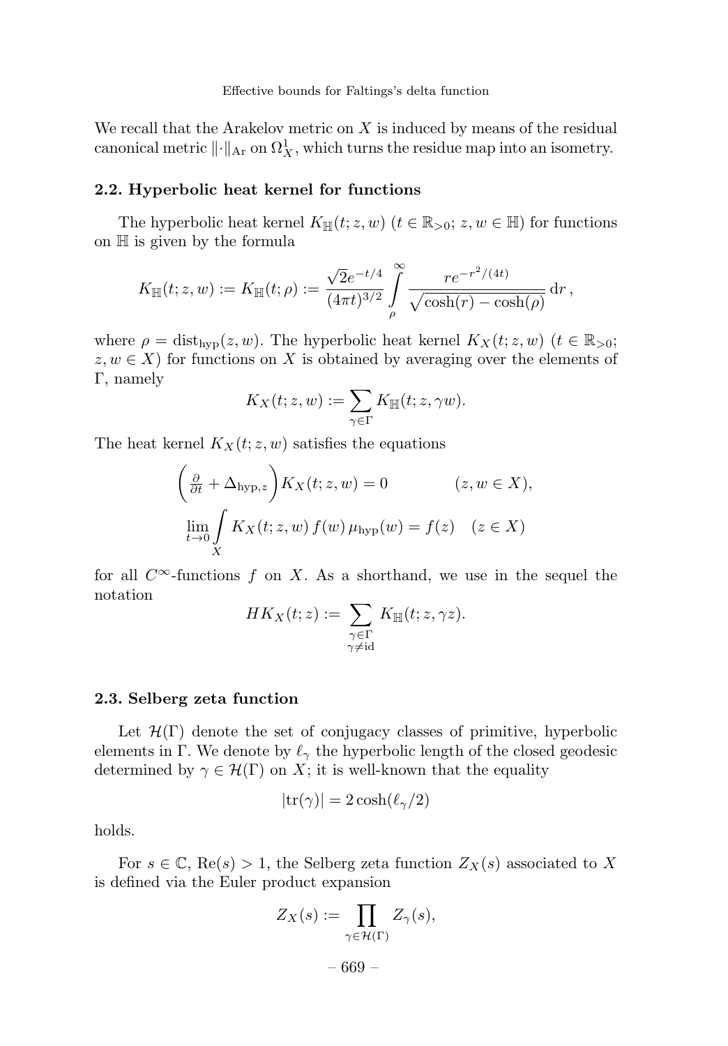We recall that the Arakelov metric on $X$ is induced by means of the residual canonical metric $\|\cdot\|_{\mathrm{Ar}}$ on $\Omega^1_X$, which turns the residue map into an isometry.

### 2.2. Hyperbolic heat kernel for functions

The hyperbolic heat kernel $K_{\mathbb{H}}(t;z,w)$ ($t \in \mathbb{R}_{>0}$; $z,w \in \mathbb{H}$) for functions on $\mathbb{H}$ is given by the formula

$$K_{\mathbb{H}}(t;z,w) := K_{\mathbb{H}}(t;\rho) := \frac{\sqrt{2}e^{-t/4}}{(4\pi t)^{3/2}} \int\limits_{\rho}^{\infty} \frac{re^{-r^2/(4t)}}{\sqrt{\cosh(r)-\cosh(\rho)}}\,\mathrm{d}r\,,$$

where $\rho = \mathrm{dist}_{\mathrm{hyp}}(z,w)$. The hyperbolic heat kernel $K_X(t;z,w)$ ($t \in \mathbb{R}_{>0}$; $z,w \in X$) for functions on $X$ is obtained by averaging over the elements of $\Gamma$, namely

$$K_X(t;z,w) := \sum_{\gamma \in \Gamma} K_{\mathbb{H}}(t;z,\gamma w).$$

The heat kernel $K_X(t;z,w)$ satisfies the equations

$$\left(\tfrac{\partial}{\partial t} + \Delta_{\mathrm{hyp},z}\right) K_X(t;z,w) = 0 \qquad\qquad (z,w \in X),$$

$$\lim_{t \to 0} \int\limits_X K_X(t;z,w)\, f(w)\, \mu_{\mathrm{hyp}}(w) = f(z) \quad (z \in X)$$

for all $C^\infty$-functions $f$ on $X$. As a shorthand, we use in the sequel the notation

$$HK_X(t;z) := \sum_{\substack{\gamma \in \Gamma \\ \gamma \neq \mathrm{id}}} K_{\mathbb{H}}(t;z,\gamma z).$$

### 2.3. Selberg zeta function

Let $\mathcal{H}(\Gamma)$ denote the set of conjugacy classes of primitive, hyperbolic elements in $\Gamma$. We denote by $\ell_\gamma$ the hyperbolic length of the closed geodesic determined by $\gamma \in \mathcal{H}(\Gamma)$ on $X$; it is well-known that the equality

$$|\mathrm{tr}(\gamma)| = 2\cosh(\ell_\gamma/2)$$

holds.

For $s \in \mathbb{C}$, $\mathrm{Re}(s) > 1$, the Selberg zeta function $Z_X(s)$ associated to $X$ is defined via the Euler product expansion

$$Z_X(s) := \prod_{\gamma \in \mathcal{H}(\Gamma)} Z_\gamma(s),$$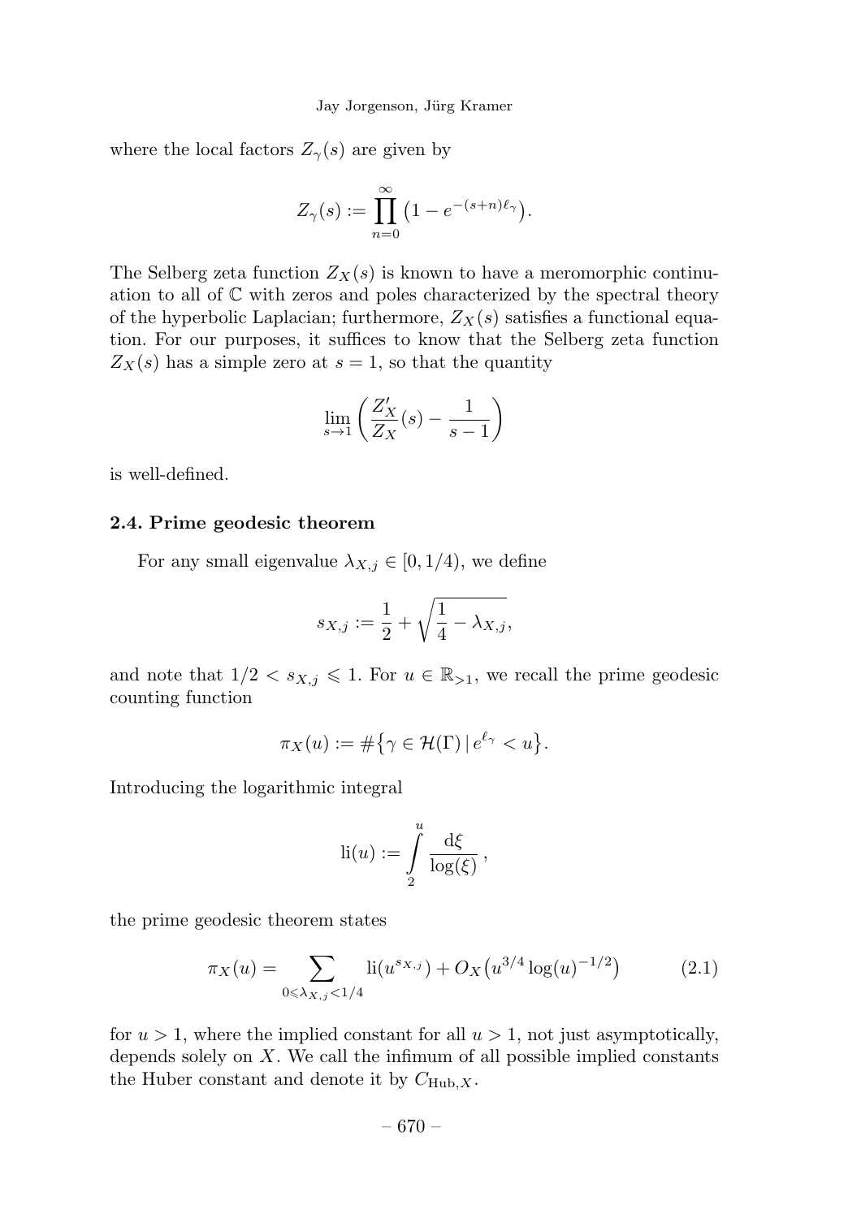where the local factors $Z_\gamma(s)$ are given by

$$Z_\gamma(s) := \prod_{n=0}^{\infty} \left(1 - e^{-(s+n)\ell_\gamma}\right).$$

The Selberg zeta function $Z_X(s)$ is known to have a meromorphic continuation to all of $\mathbb{C}$ with zeros and poles characterized by the spectral theory of the hyperbolic Laplacian; furthermore, $Z_X(s)$ satisfies a functional equation. For our purposes, it suffices to know that the Selberg zeta function $Z_X(s)$ has a simple zero at $s = 1$, so that the quantity

$$\lim_{s \to 1} \left( \frac{Z_X'}{Z_X}(s) - \frac{1}{s-1} \right)$$

is well-defined.

### 2.4. Prime geodesic theorem

For any small eigenvalue $\lambda_{X,j} \in [0, 1/4)$, we define

$$s_{X,j} := \frac{1}{2} + \sqrt{\frac{1}{4} - \lambda_{X,j}},$$

and note that $1/2 < s_{X,j} \leqslant 1$. For $u \in \mathbb{R}_{>1}$, we recall the prime geodesic counting function

$$\pi_X(u) := \#\left\{\gamma \in \mathcal{H}(\Gamma) \,|\, e^{\ell_\gamma} < u\right\}.$$

Introducing the logarithmic integral

$$\mathrm{li}(u) := \int_2^u \frac{\mathrm{d}\xi}{\log(\xi)}\,,$$

the prime geodesic theorem states

$$\pi_X(u) = \sum_{0 \leqslant \lambda_{X,j} < 1/4} \mathrm{li}(u^{s_{X,j}}) + O_X\left(u^{3/4} \log(u)^{-1/2}\right) \tag{2.1}$$

for $u > 1$, where the implied constant for all $u > 1$, not just asymptotically, depends solely on $X$. We call the infimum of all possible implied constants the Huber constant and denote it by $C_{\mathrm{Hub},X}$.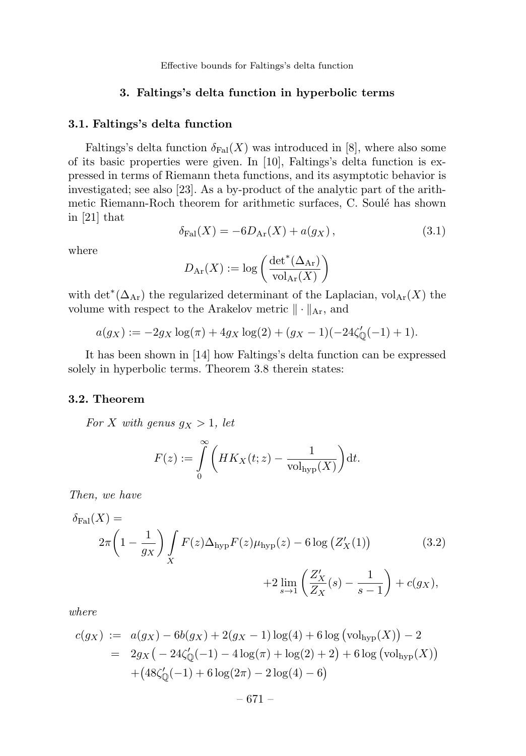## 3. Faltings's delta function in hyperbolic terms

### 3.1. Faltings's delta function

Faltings's delta function $\delta_{\mathrm{Fal}}(X)$ was introduced in [8], where also some of its basic properties were given. In [10], Faltings's delta function is expressed in terms of Riemann theta functions, and its asymptotic behavior is investigated; see also [23]. As a by-product of the analytic part of the arithmetic Riemann-Roch theorem for arithmetic surfaces, C. Soulé has shown in [21] that

$$\delta_{\mathrm{Fal}}(X) = -6D_{\mathrm{Ar}}(X) + a(g_X)\,, \tag{3.1}$$

where

$$D_{\mathrm{Ar}}(X) := \log\left(\frac{\det^*(\Delta_{\mathrm{Ar}})}{\mathrm{vol}_{\mathrm{Ar}}(X)}\right)$$

with $\det^*(\Delta_{\mathrm{Ar}})$ the regularized determinant of the Laplacian, $\mathrm{vol}_{\mathrm{Ar}}(X)$ the volume with respect to the Arakelov metric $\|\cdot\|_{\mathrm{Ar}}$, and

$$a(g_X) := -2g_X\log(\pi) + 4g_X\log(2) + (g_X-1)(-24\zeta'_{\mathbb{Q}}(-1)+1).$$

It has been shown in [14] how Faltings's delta function can be expressed solely in hyperbolic terms. Theorem 3.8 therein states:

### 3.2. Theorem

*For $X$ with genus $g_X > 1$, let*

$$F(z) := \int_0^\infty \left(HK_X(t;z) - \frac{1}{\mathrm{vol}_{\mathrm{hyp}}(X)}\right)\mathrm{d}t.$$

*Then, we have*

$$\begin{aligned}\delta_{\mathrm{Fal}}(X) = \\ 2\pi\left(1-\frac{1}{g_X}\right)\int_X F(z)\Delta_{\mathrm{hyp}}F(z)\mu_{\mathrm{hyp}}(z) - 6\log\big(Z'_X(1)\big) \\ +2\lim_{s\to 1}\left(\frac{Z'_X}{Z_X}(s) - \frac{1}{s-1}\right) + c(g_X),\end{aligned} \tag{3.2}$$

*where*

$$\begin{aligned} c(g_X) &:= a(g_X) - 6b(g_X) + 2(g_X-1)\log(4) + 6\log\big(\mathrm{vol}_{\mathrm{hyp}}(X)\big) - 2 \\ &= 2g_X\big(-24\zeta'_{\mathbb{Q}}(-1) - 4\log(\pi) + \log(2) + 2\big) + 6\log\big(\mathrm{vol}_{\mathrm{hyp}}(X)\big) \\ &\quad + \big(48\zeta'_{\mathbb{Q}}(-1) + 6\log(2\pi) - 2\log(4) - 6\big)\end{aligned}$$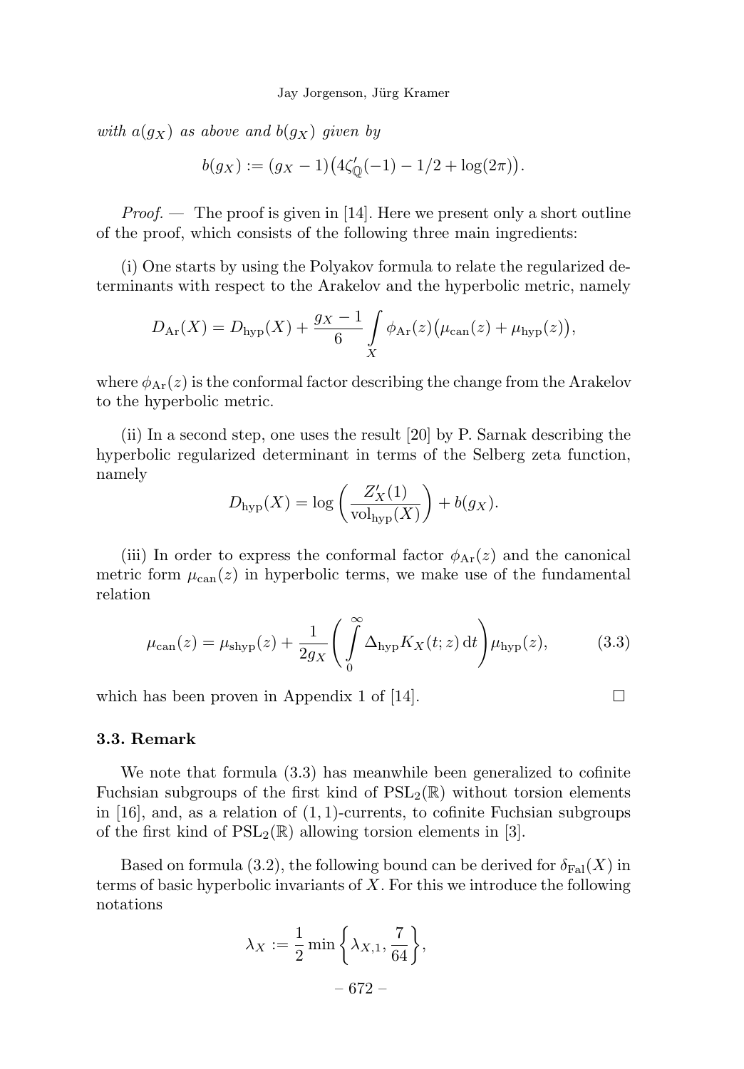*with $a(g_X)$ as above and $b(g_X)$ given by*

$$b(g_X) := (g_X - 1)\big(4\zeta'_{\mathbb{Q}}(-1) - 1/2 + \log(2\pi)\big).$$

*Proof. —* The proof is given in [14]. Here we present only a short outline of the proof, which consists of the following three main ingredients:

(i) One starts by using the Polyakov formula to relate the regularized determinants with respect to the Arakelov and the hyperbolic metric, namely

$$D_{\mathrm{Ar}}(X) = D_{\mathrm{hyp}}(X) + \frac{g_X - 1}{6}\int\limits_X \phi_{\mathrm{Ar}}(z)\big(\mu_{\mathrm{can}}(z) + \mu_{\mathrm{hyp}}(z)\big),$$

where $\phi_{\mathrm{Ar}}(z)$ is the conformal factor describing the change from the Arakelov to the hyperbolic metric.

(ii) In a second step, one uses the result [20] by P. Sarnak describing the hyperbolic regularized determinant in terms of the Selberg zeta function, namely

$$D_{\mathrm{hyp}}(X) = \log\left(\frac{Z'_X(1)}{\mathrm{vol}_{\mathrm{hyp}}(X)}\right) + b(g_X).$$

(iii) In order to express the conformal factor $\phi_{\mathrm{Ar}}(z)$ and the canonical metric form $\mu_{\mathrm{can}}(z)$ in hyperbolic terms, we make use of the fundamental relation

$$\mu_{\mathrm{can}}(z) = \mu_{\mathrm{shyp}}(z) + \frac{1}{2g_X}\left(\int\limits_0^\infty \Delta_{\mathrm{hyp}}K_X(t;z)\,\mathrm{d}t\right)\mu_{\mathrm{hyp}}(z), \tag{3.3}$$

which has been proven in Appendix 1 of [14]. $\square$

### 3.3. Remark

We note that formula (3.3) has meanwhile been generalized to cofinite Fuchsian subgroups of the first kind of $\mathrm{PSL}_2(\mathbb{R})$ without torsion elements in [16], and, as a relation of $(1,1)$-currents, to cofinite Fuchsian subgroups of the first kind of $\mathrm{PSL}_2(\mathbb{R})$ allowing torsion elements in [3].

Based on formula (3.2), the following bound can be derived for $\delta_{\mathrm{Fal}}(X)$ in terms of basic hyperbolic invariants of $X$. For this we introduce the following notations

$$\lambda_X := \frac{1}{2}\min\left\{\lambda_{X,1}, \frac{7}{64}\right\},$$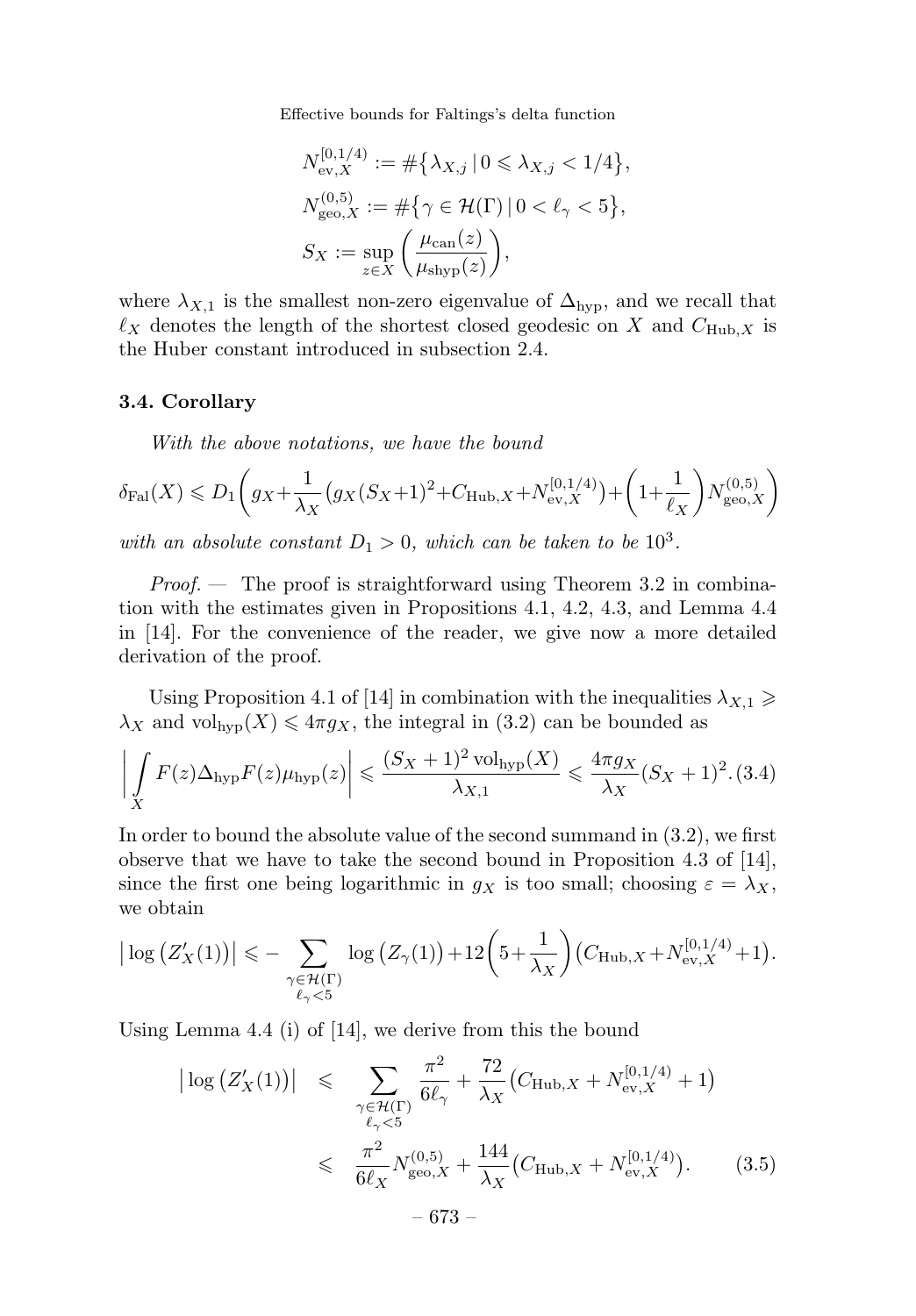$$N_{\mathrm{ev},X}^{[0,1/4)} := \#\{\lambda_{X,j} \,|\, 0 \leqslant \lambda_{X,j} < 1/4\},$$

$$N_{\mathrm{geo},X}^{(0,5)} := \#\{\gamma \in \mathcal{H}(\Gamma) \,|\, 0 < \ell_\gamma < 5\},$$

$$S_X := \sup_{z \in X} \left( \frac{\mu_{\mathrm{can}}(z)}{\mu_{\mathrm{shyp}}(z)} \right),$$

where $\lambda_{X,1}$ is the smallest non-zero eigenvalue of $\Delta_{\mathrm{hyp}}$, and we recall that $\ell_X$ denotes the length of the shortest closed geodesic on $X$ and $C_{\mathrm{Hub},X}$ is the Huber constant introduced in subsection 2.4.

### 3.4. Corollary

*With the above notations, we have the bound*

$$\delta_{\mathrm{Fal}}(X) \leqslant D_1 \bigg( g_X + \frac{1}{\lambda_X} \big( g_X (S_X+1)^2 + C_{\mathrm{Hub},X} + N_{\mathrm{ev},X}^{[0,1/4)} \big) + \bigg(1 + \frac{1}{\ell_X}\bigg) N_{\mathrm{geo},X}^{(0,5)} \bigg)$$

*with an absolute constant $D_1 > 0$, which can be taken to be $10^3$.*

*Proof.* — The proof is straightforward using Theorem 3.2 in combination with the estimates given in Propositions 4.1, 4.2, 4.3, and Lemma 4.4 in [14]. For the convenience of the reader, we give now a more detailed derivation of the proof.

Using Proposition 4.1 of [14] in combination with the inequalities $\lambda_{X,1} \geqslant \lambda_X$ and $\mathrm{vol}_{\mathrm{hyp}}(X) \leqslant 4\pi g_X$, the integral in (3.2) can be bounded as

$$\bigg| \int\limits_X F(z) \Delta_{\mathrm{hyp}} F(z) \mu_{\mathrm{hyp}}(z) \bigg| \leqslant \frac{(S_X+1)^2 \, \mathrm{vol}_{\mathrm{hyp}}(X)}{\lambda_{X,1}} \leqslant \frac{4\pi g_X}{\lambda_X}(S_X+1)^2. \quad (3.4)$$

In order to bound the absolute value of the second summand in (3.2), we first observe that we have to take the second bound in Proposition 4.3 of [14], since the first one being logarithmic in $g_X$ is too small; choosing $\varepsilon = \lambda_X$, we obtain

$$\big| \log\big(Z'_X(1)\big) \big| \leqslant - \sum_{\substack{\gamma \in \mathcal{H}(\Gamma) \\ \ell_\gamma < 5}} \log\big(Z_\gamma(1)\big) + 12 \bigg( 5 + \frac{1}{\lambda_X} \bigg) \big( C_{\mathrm{Hub},X} + N_{\mathrm{ev},X}^{[0,1/4)} + 1 \big).$$

Using Lemma 4.4 (i) of [14], we derive from this the bound

$$\begin{aligned} \big| \log\big(Z'_X(1)\big) \big| &\leqslant \sum_{\substack{\gamma \in \mathcal{H}(\Gamma) \\ \ell_\gamma < 5}} \frac{\pi^2}{6\ell_\gamma} + \frac{72}{\lambda_X} \big( C_{\mathrm{Hub},X} + N_{\mathrm{ev},X}^{[0,1/4)} + 1 \big) \\ &\leqslant \frac{\pi^2}{6\ell_X} N_{\mathrm{geo},X}^{(0,5)} + \frac{144}{\lambda_X} \big( C_{\mathrm{Hub},X} + N_{\mathrm{ev},X}^{[0,1/4)} \big). \end{aligned} \quad (3.5)$$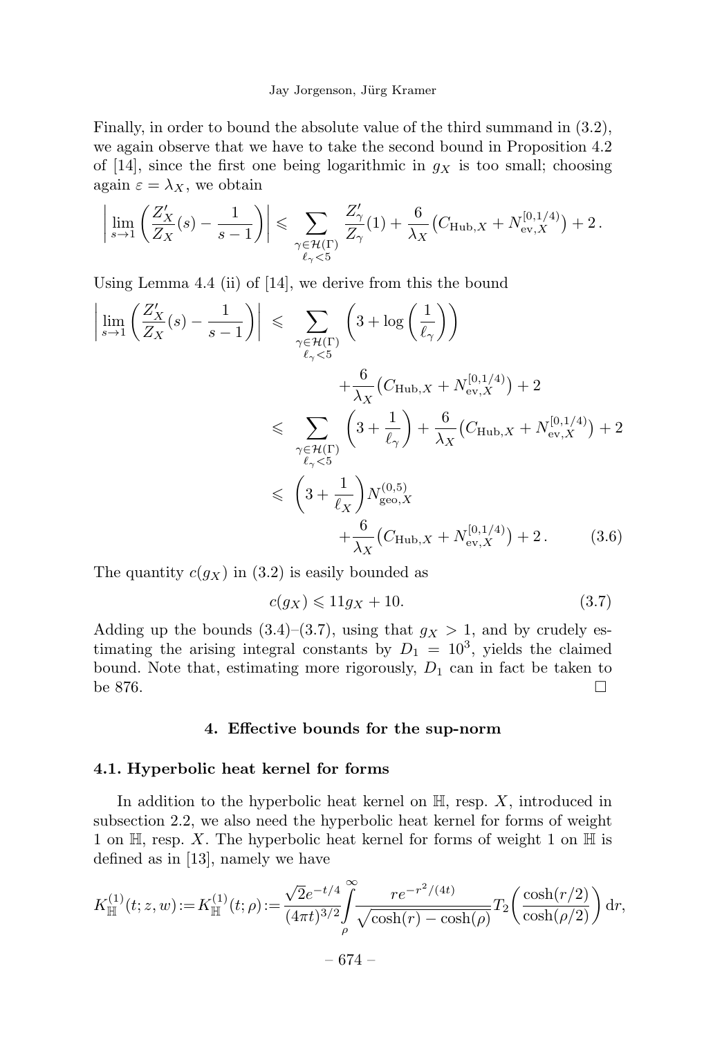Finally, in order to bound the absolute value of the third summand in (3.2), we again observe that we have to take the second bound in Proposition 4.2 of [14], since the first one being logarithmic in $g_X$ is too small; choosing again $\varepsilon = \lambda_X$, we obtain

$$\left| \lim_{s\to 1}\left(\frac{Z_X'}{Z_X}(s) - \frac{1}{s-1}\right)\right| \leqslant \sum_{\substack{\gamma\in\mathcal{H}(\Gamma)\\ \ell_\gamma<5}} \frac{Z_\gamma'}{Z_\gamma}(1) + \frac{6}{\lambda_X}\big(C_{\mathrm{Hub},X} + N_{\mathrm{ev},X}^{[0,1/4)}\big) + 2\,.$$

Using Lemma 4.4 (ii) of [14], we derive from this the bound

$$\begin{aligned}
\left| \lim_{s\to 1}\left(\frac{Z_X'}{Z_X}(s) - \frac{1}{s-1}\right)\right| &\leqslant \sum_{\substack{\gamma\in\mathcal{H}(\Gamma)\\ \ell_\gamma<5}} \left(3 + \log\left(\frac{1}{\ell_\gamma}\right)\right) \\
&\qquad + \frac{6}{\lambda_X}\big(C_{\mathrm{Hub},X} + N_{\mathrm{ev},X}^{[0,1/4)}\big) + 2 \\
&\leqslant \sum_{\substack{\gamma\in\mathcal{H}(\Gamma)\\ \ell_\gamma<5}} \left(3 + \frac{1}{\ell_\gamma}\right) + \frac{6}{\lambda_X}\big(C_{\mathrm{Hub},X} + N_{\mathrm{ev},X}^{[0,1/4)}\big) + 2 \\
&\leqslant \left(3 + \frac{1}{\ell_X}\right) N_{\mathrm{geo},X}^{(0,5)} \\
&\qquad + \frac{6}{\lambda_X}\big(C_{\mathrm{Hub},X} + N_{\mathrm{ev},X}^{[0,1/4)}\big) + 2\,. \qquad (3.6)
\end{aligned}$$

The quantity $c(g_X)$ in (3.2) is easily bounded as

$$c(g_X) \leqslant 11 g_X + 10. \qquad (3.7)$$

Adding up the bounds (3.4)–(3.7), using that $g_X > 1$, and by crudely estimating the arising integral constants by $D_1 = 10^3$, yields the claimed bound. Note that, estimating more rigorously, $D_1$ can in fact be taken to be 876. $\square$

## 4. Effective bounds for the sup-norm

### 4.1. Hyperbolic heat kernel for forms

In addition to the hyperbolic heat kernel on $\mathbb{H}$, resp. $X$, introduced in subsection 2.2, we also need the hyperbolic heat kernel for forms of weight 1 on $\mathbb{H}$, resp. $X$. The hyperbolic heat kernel for forms of weight 1 on $\mathbb{H}$ is defined as in [13], namely we have

$$K_{\mathbb{H}}^{(1)}(t;z,w) := K_{\mathbb{H}}^{(1)}(t;\rho) := \frac{\sqrt{2}e^{-t/4}}{(4\pi t)^{3/2}} \int_\rho^\infty \frac{r e^{-r^2/(4t)}}{\sqrt{\cosh(r) - \cosh(\rho)}} T_2\!\left(\frac{\cosh(r/2)}{\cosh(\rho/2)}\right) \mathrm{d}r,$$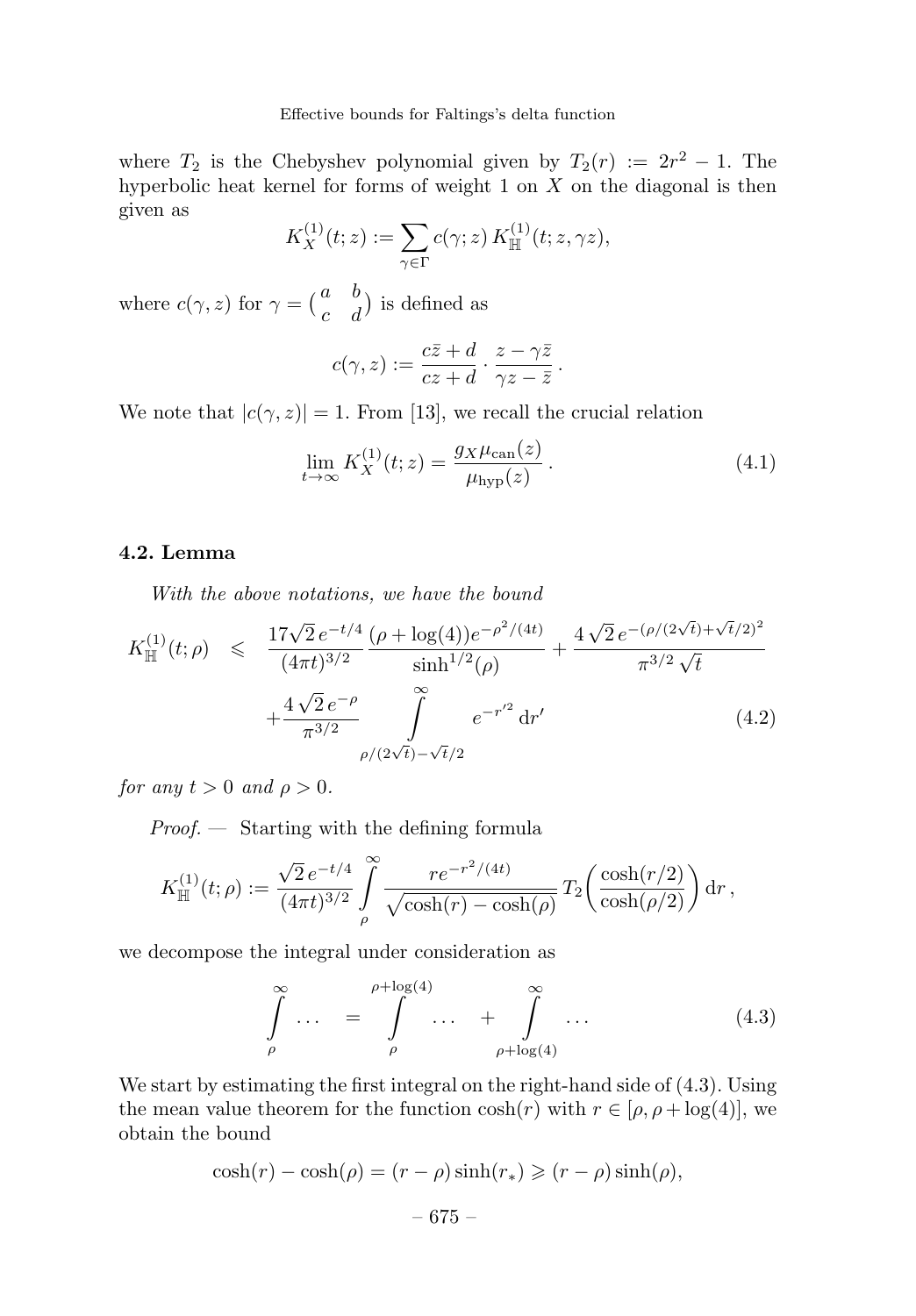where $T_2$ is the Chebyshev polynomial given by $T_2(r) := 2r^2 - 1$. The hyperbolic heat kernel for forms of weight 1 on $X$ on the diagonal is then given as

$$K_X^{(1)}(t;z) := \sum_{\gamma\in\Gamma} c(\gamma;z)\, K_{\mathbb{H}}^{(1)}(t;z,\gamma z),$$

where $c(\gamma,z)$ for $\gamma = \left(\begin{smallmatrix} a & b \\ c & d \end{smallmatrix}\right)$ is defined as

$$c(\gamma,z) := \frac{c\bar{z}+d}{cz+d}\cdot\frac{z-\gamma\bar{z}}{\gamma z-\bar{z}}\,.$$

We note that $|c(\gamma,z)| = 1$. From [13], we recall the crucial relation

$$\lim_{t\to\infty} K_X^{(1)}(t;z) = \frac{g_X\mu_{\mathrm{can}}(z)}{\mu_{\mathrm{hyp}}(z)}\,. \tag{4.1}$$

### 4.2. Lemma

*With the above notations, we have the bound*

$$\begin{aligned} K_{\mathbb{H}}^{(1)}(t;\rho) \quad\leqslant\quad & \frac{17\sqrt{2}\,e^{-t/4}}{(4\pi t)^{3/2}}\,\frac{(\rho+\log(4))e^{-\rho^2/(4t)}}{\sinh^{1/2}(\rho)} + \frac{4\sqrt{2}\,e^{-(\rho/(2\sqrt{t})+\sqrt{t}/2)^2}}{\pi^{3/2}\sqrt{t}} \\ & + \frac{4\sqrt{2}\,e^{-\rho}}{\pi^{3/2}}\int\limits_{\rho/(2\sqrt{t})-\sqrt{t}/2}^{\infty} e^{-r'^2}\,\mathrm{d}r' \end{aligned} \tag{4.2}$$

*for any $t>0$ and $\rho>0$.*

*Proof.* — Starting with the defining formula

$$K_{\mathbb{H}}^{(1)}(t;\rho) := \frac{\sqrt{2}\,e^{-t/4}}{(4\pi t)^{3/2}}\int\limits_{\rho}^{\infty}\frac{re^{-r^2/(4t)}}{\sqrt{\cosh(r)-\cosh(\rho)}}\,T_2\!\left(\frac{\cosh(r/2)}{\cosh(\rho/2)}\right)\mathrm{d}r\,,$$

we decompose the integral under consideration as

$$\int\limits_{\rho}^{\infty}\ldots \quad=\quad \int\limits_{\rho}^{\rho+\log(4)}\ldots \quad+\quad \int\limits_{\rho+\log(4)}^{\infty}\ldots \tag{4.3}$$

We start by estimating the first integral on the right-hand side of (4.3). Using the mean value theorem for the function $\cosh(r)$ with $r\in[\rho,\rho+\log(4)]$, we obtain the bound

$$\cosh(r)-\cosh(\rho) = (r-\rho)\sinh(r_*) \geqslant (r-\rho)\sinh(\rho),$$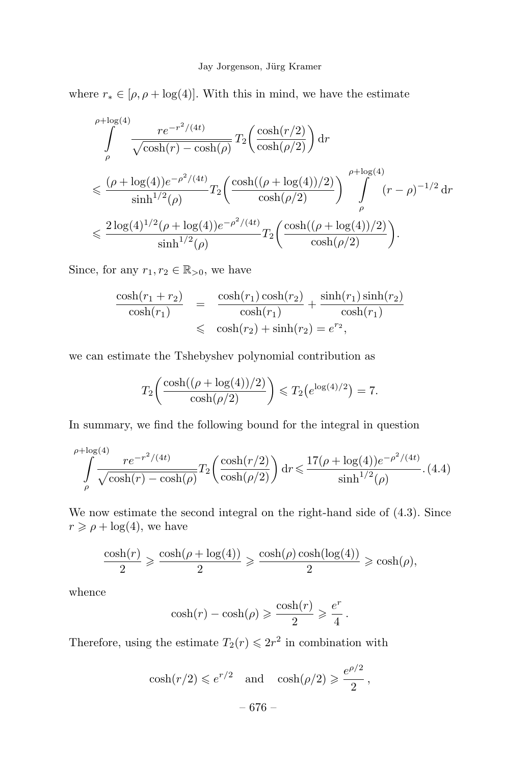where $r_* \in [\rho, \rho + \log(4)]$. With this in mind, we have the estimate

$$
\begin{aligned}
&\int\limits_{\rho}^{\rho+\log(4)} \frac{re^{-r^2/(4t)}}{\sqrt{\cosh(r)-\cosh(\rho)}}\, T_2\biggl(\frac{\cosh(r/2)}{\cosh(\rho/2)}\biggr)\,\mathrm{d}r \\
&\leqslant \frac{(\rho+\log(4))e^{-\rho^2/(4t)}}{\sinh^{1/2}(\rho)} T_2\biggl(\frac{\cosh((\rho+\log(4))/2)}{\cosh(\rho/2)}\biggr) \int\limits_{\rho}^{\rho+\log(4)} (r-\rho)^{-1/2}\,\mathrm{d}r \\
&\leqslant \frac{2\log(4)^{1/2}(\rho+\log(4))e^{-\rho^2/(4t)}}{\sinh^{1/2}(\rho)} T_2\biggl(\frac{\cosh((\rho+\log(4))/2)}{\cosh(\rho/2)}\biggr).
\end{aligned}
$$

Since, for any $r_1, r_2 \in \mathbb{R}_{>0}$, we have

$$
\begin{aligned}
\frac{\cosh(r_1+r_2)}{\cosh(r_1)} &= \frac{\cosh(r_1)\cosh(r_2)}{\cosh(r_1)} + \frac{\sinh(r_1)\sinh(r_2)}{\cosh(r_1)} \\
&\leqslant \cosh(r_2) + \sinh(r_2) = e^{r_2},
\end{aligned}
$$

we can estimate the Tshebyshev polynomial contribution as

$$
T_2\biggl(\frac{\cosh((\rho+\log(4))/2)}{\cosh(\rho/2)}\biggr) \leqslant T_2\bigl(e^{\log(4)/2}\bigr) = 7.
$$

In summary, we find the following bound for the integral in question

$$
\int\limits_{\rho}^{\rho+\log(4)} \frac{re^{-r^2/(4t)}}{\sqrt{\cosh(r)-\cosh(\rho)}} T_2\biggl(\frac{\cosh(r/2)}{\cosh(\rho/2)}\biggr)\,\mathrm{d}r \leqslant \frac{17(\rho+\log(4))e^{-\rho^2/(4t)}}{\sinh^{1/2}(\rho)}. \tag{4.4}
$$

We now estimate the second integral on the right-hand side of (4.3). Since $r \geqslant \rho + \log(4)$, we have

$$
\frac{\cosh(r)}{2} \geqslant \frac{\cosh(\rho+\log(4))}{2} \geqslant \frac{\cosh(\rho)\cosh(\log(4))}{2} \geqslant \cosh(\rho),
$$

whence

$$
\cosh(r) - \cosh(\rho) \geqslant \frac{\cosh(r)}{2} \geqslant \frac{e^r}{4}\,.
$$

Therefore, using the estimate $T_2(r) \leqslant 2r^2$ in combination with

$$
\cosh(r/2) \leqslant e^{r/2} \quad \text{and} \quad \cosh(\rho/2) \geqslant \frac{e^{\rho/2}}{2}\,,
$$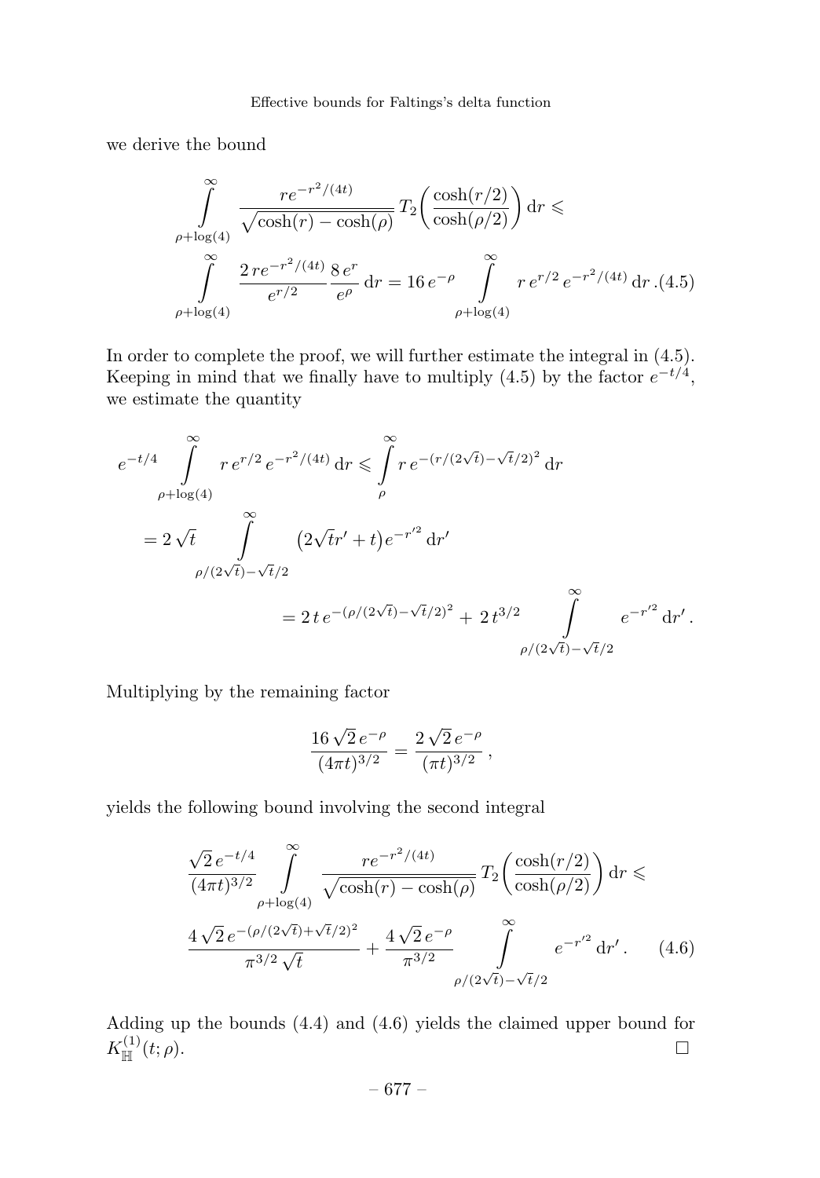we derive the bound

$$\int\limits_{\rho+\log(4)}^{\infty} \frac{re^{-r^2/(4t)}}{\sqrt{\cosh(r)-\cosh(\rho)}}\, T_2\bigg(\frac{\cosh(r/2)}{\cosh(\rho/2)}\bigg)\,\mathrm{d}r \leqslant \int\limits_{\rho+\log(4)}^{\infty} \frac{2\,re^{-r^2/(4t)}}{e^{r/2}}\frac{8\,e^{r}}{e^{\rho}}\,\mathrm{d}r = 16\,e^{-\rho}\int\limits_{\rho+\log(4)}^{\infty} r\,e^{r/2}\,e^{-r^2/(4t)}\,\mathrm{d}r\,. \tag{4.5}$$

In order to complete the proof, we will further estimate the integral in (4.5). Keeping in mind that we finally have to multiply (4.5) by the factor $e^{-t/4}$, we estimate the quantity

$$\begin{aligned} e^{-t/4}\int\limits_{\rho+\log(4)}^{\infty} r\,e^{r/2}\,e^{-r^2/(4t)}\,\mathrm{d}r &\leqslant \int\limits_{\rho}^{\infty} r\,e^{-(r/(2\sqrt{t})-\sqrt{t}/2)^2}\,\mathrm{d}r \\ &= 2\sqrt{t}\int\limits_{\rho/(2\sqrt{t})-\sqrt{t}/2}^{\infty} \big(2\sqrt{t}r'+t\big)e^{-r'^2}\,\mathrm{d}r' \\ &= 2\,t\,e^{-(\rho/(2\sqrt{t})-\sqrt{t}/2)^2} + 2\,t^{3/2}\int\limits_{\rho/(2\sqrt{t})-\sqrt{t}/2}^{\infty} e^{-r'^2}\,\mathrm{d}r'\,. \end{aligned}$$

Multiplying by the remaining factor

$$\frac{16\sqrt{2}\,e^{-\rho}}{(4\pi t)^{3/2}} = \frac{2\sqrt{2}\,e^{-\rho}}{(\pi t)^{3/2}}\,,$$

yields the following bound involving the second integral

$$\frac{\sqrt{2}\,e^{-t/4}}{(4\pi t)^{3/2}}\int\limits_{\rho+\log(4)}^{\infty} \frac{re^{-r^2/(4t)}}{\sqrt{\cosh(r)-\cosh(\rho)}}\, T_2\bigg(\frac{\cosh(r/2)}{\cosh(\rho/2)}\bigg)\,\mathrm{d}r \leqslant \frac{4\sqrt{2}\,e^{-(\rho/(2\sqrt{t})+\sqrt{t}/2)^2}}{\pi^{3/2}\sqrt{t}} + \frac{4\sqrt{2}\,e^{-\rho}}{\pi^{3/2}}\int\limits_{\rho/(2\sqrt{t})-\sqrt{t}/2}^{\infty} e^{-r'^2}\,\mathrm{d}r'\,. \tag{4.6}$$

Adding up the bounds (4.4) and (4.6) yields the claimed upper bound for $K_{\mathbb{H}}^{(1)}(t;\rho)$. $\square$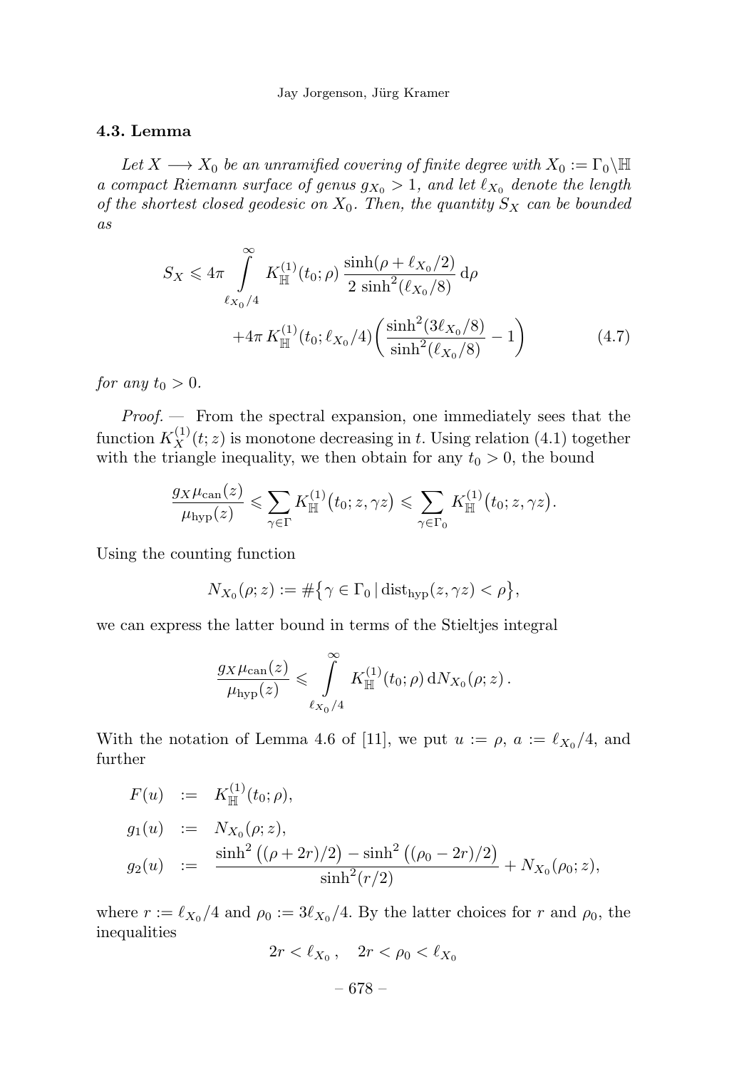### 4.3. Lemma

*Let $X \longrightarrow X_0$ be an unramified covering of finite degree with $X_0 := \Gamma_0\backslash\mathbb{H}$ a compact Riemann surface of genus $g_{X_0} > 1$, and let $\ell_{X_0}$ denote the length of the shortest closed geodesic on $X_0$. Then, the quantity $S_X$ can be bounded as*

$$S_X \leqslant 4\pi \int\limits_{\ell_{X_0}/4}^{\infty} K_{\mathbb{H}}^{(1)}(t_0;\rho)\,\frac{\sinh(\rho+\ell_{X_0}/2)}{2\,\sinh^2(\ell_{X_0}/8)}\,\mathrm{d}\rho$$
$$+4\pi\, K_{\mathbb{H}}^{(1)}(t_0;\ell_{X_0}/4)\bigg(\frac{\sinh^2(3\ell_{X_0}/8)}{\sinh^2(\ell_{X_0}/8)}-1\bigg) \tag{4.7}$$

*for any $t_0 > 0$.*

*Proof. —* From the spectral expansion, one immediately sees that the function $K_X^{(1)}(t;z)$ is monotone decreasing in $t$. Using relation (4.1) together with the triangle inequality, we then obtain for any $t_0 > 0$, the bound

$$\frac{g_X\mu_{\mathrm{can}}(z)}{\mu_{\mathrm{hyp}}(z)} \leqslant \sum_{\gamma\in\Gamma} K_{\mathbb{H}}^{(1)}\big(t_0;z,\gamma z\big) \leqslant \sum_{\gamma\in\Gamma_0} K_{\mathbb{H}}^{(1)}\big(t_0;z,\gamma z\big).$$

Using the counting function

$$N_{X_0}(\rho;z) := \#\big\{\gamma\in\Gamma_0 \,|\, \mathrm{dist}_{\mathrm{hyp}}(z,\gamma z) < \rho\big\},$$

we can express the latter bound in terms of the Stieltjes integral

$$\frac{g_X\mu_{\mathrm{can}}(z)}{\mu_{\mathrm{hyp}}(z)} \leqslant \int\limits_{\ell_{X_0}/4}^{\infty} K_{\mathbb{H}}^{(1)}(t_0;\rho)\,\mathrm{d}N_{X_0}(\rho;z)\,.$$

With the notation of Lemma 4.6 of [11], we put $u := \rho$, $a := \ell_{X_0}/4$, and further

$$\begin{aligned}
F(u) &:= K_{\mathbb{H}}^{(1)}(t_0;\rho),\\
g_1(u) &:= N_{X_0}(\rho;z),\\
g_2(u) &:= \frac{\sinh^2\big((\rho+2r)/2\big)-\sinh^2\big((\rho_0-2r)/2\big)}{\sinh^2(r/2)} + N_{X_0}(\rho_0;z),
\end{aligned}$$

where $r := \ell_{X_0}/4$ and $\rho_0 := 3\ell_{X_0}/4$. By the latter choices for $r$ and $\rho_0$, the inequalities

$$2r < \ell_{X_0}\,, \quad 2r < \rho_0 < \ell_{X_0}$$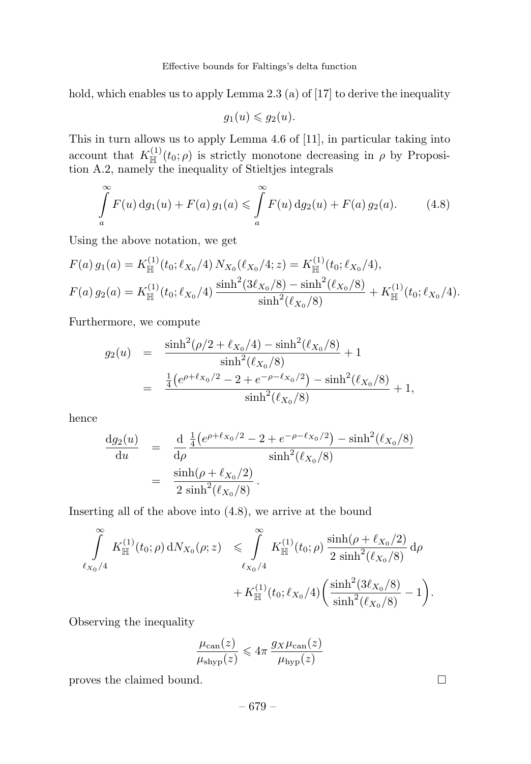hold, which enables us to apply Lemma 2.3 (a) of [17] to derive the inequality

$$g_1(u) \leqslant g_2(u).$$

This in turn allows us to apply Lemma 4.6 of [11], in particular taking into account that $K_{\mathbb{H}}^{(1)}(t_0;\rho)$ is strictly monotone decreasing in $\rho$ by Proposition A.2, namely the inequality of Stieltjes integrals

$$\int_a^\infty F(u)\,\mathrm{d}g_1(u) + F(a)\,g_1(a) \leqslant \int_a^\infty F(u)\,\mathrm{d}g_2(u) + F(a)\,g_2(a). \tag{4.8}$$

Using the above notation, we get

$$F(a)\,g_1(a) = K_{\mathbb{H}}^{(1)}(t_0;\ell_{X_0}/4)\,N_{X_0}(\ell_{X_0}/4;z) = K_{\mathbb{H}}^{(1)}(t_0;\ell_{X_0}/4),$$
$$F(a)\,g_2(a) = K_{\mathbb{H}}^{(1)}(t_0;\ell_{X_0}/4)\,\frac{\sinh^2(3\ell_{X_0}/8) - \sinh^2(\ell_{X_0}/8)}{\sinh^2(\ell_{X_0}/8)} + K_{\mathbb{H}}^{(1)}(t_0;\ell_{X_0}/4).$$

Furthermore, we compute

$$\begin{aligned} g_2(u) &= \frac{\sinh^2(\rho/2+\ell_{X_0}/4) - \sinh^2(\ell_{X_0}/8)}{\sinh^2(\ell_{X_0}/8)} + 1 \\ &= \frac{\frac{1}{4}\big(e^{\rho+\ell_{X_0}/2} - 2 + e^{-\rho-\ell_{X_0}/2}\big) - \sinh^2(\ell_{X_0}/8)}{\sinh^2(\ell_{X_0}/8)} + 1, \end{aligned}$$

hence

$$\begin{aligned} \frac{\mathrm{d}g_2(u)}{\mathrm{d}u} &= \frac{\mathrm{d}}{\mathrm{d}\rho}\,\frac{\frac{1}{4}\big(e^{\rho+\ell_{X_0}/2} - 2 + e^{-\rho-\ell_{X_0}/2}\big) - \sinh^2(\ell_{X_0}/8)}{\sinh^2(\ell_{X_0}/8)} \\ &= \frac{\sinh(\rho+\ell_{X_0}/2)}{2\,\sinh^2(\ell_{X_0}/8)}\,. \end{aligned}$$

Inserting all of the above into (4.8), we arrive at the bound

$$\begin{aligned} \int_{\ell_{X_0}/4}^\infty K_{\mathbb{H}}^{(1)}(t_0;\rho)\,\mathrm{d}N_{X_0}(\rho;z) &\leqslant \int_{\ell_{X_0}/4}^\infty K_{\mathbb{H}}^{(1)}(t_0;\rho)\,\frac{\sinh(\rho+\ell_{X_0}/2)}{2\,\sinh^2(\ell_{X_0}/8)}\,\mathrm{d}\rho \\ &\quad + K_{\mathbb{H}}^{(1)}(t_0;\ell_{X_0}/4)\bigg(\frac{\sinh^2(3\ell_{X_0}/8)}{\sinh^2(\ell_{X_0}/8)} - 1\bigg). \end{aligned}$$

Observing the inequality

$$\frac{\mu_{\mathrm{can}}(z)}{\mu_{\mathrm{shyp}}(z)} \leqslant 4\pi\,\frac{g_X\mu_{\mathrm{can}}(z)}{\mu_{\mathrm{hyp}}(z)}$$

proves the claimed bound. □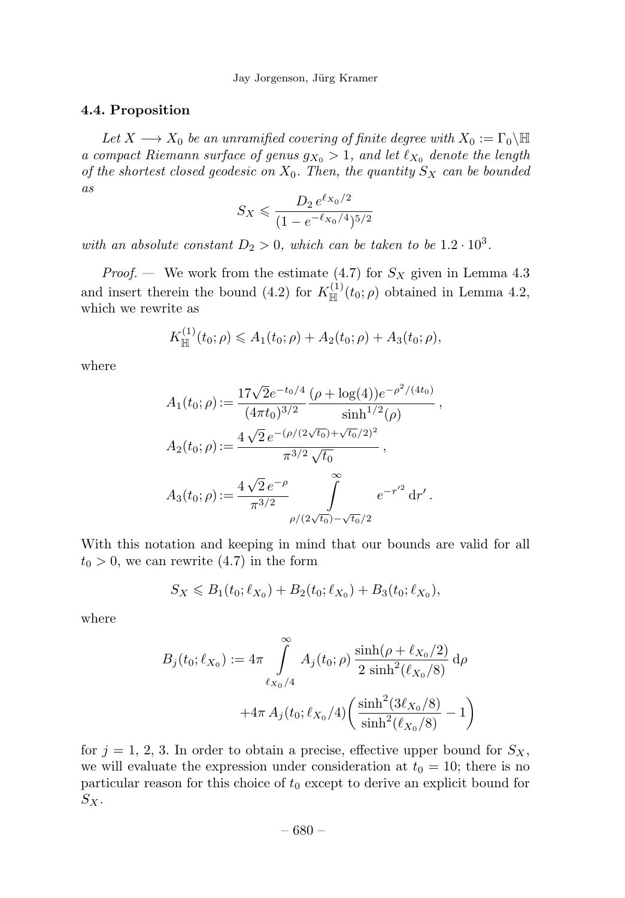### 4.4. Proposition

*Let $X \longrightarrow X_0$ be an unramified covering of finite degree with $X_0 := \Gamma_0 \backslash \mathbb{H}$ a compact Riemann surface of genus $g_{X_0} > 1$, and let $\ell_{X_0}$ denote the length of the shortest closed geodesic on $X_0$. Then, the quantity $S_X$ can be bounded as*

$$S_X \leqslant \frac{D_2 \, e^{\ell_{X_0}/2}}{(1 - e^{-\ell_{X_0}/4})^{5/2}}$$

*with an absolute constant $D_2 > 0$, which can be taken to be $1.2 \cdot 10^3$.*

*Proof.* — We work from the estimate (4.7) for $S_X$ given in Lemma 4.3 and insert therein the bound (4.2) for $K_{\mathbb{H}}^{(1)}(t_0; \rho)$ obtained in Lemma 4.2, which we rewrite as

$$K_{\mathbb{H}}^{(1)}(t_0; \rho) \leqslant A_1(t_0; \rho) + A_2(t_0; \rho) + A_3(t_0; \rho),$$

where

$$A_1(t_0; \rho) := \frac{17\sqrt{2} e^{-t_0/4}}{(4\pi t_0)^{3/2}} \frac{(\rho + \log(4)) e^{-\rho^2/(4t_0)}}{\sinh^{1/2}(\rho)} \, ,$$

$$A_2(t_0; \rho) := \frac{4\sqrt{2} \, e^{-(\rho/(2\sqrt{t_0}) + \sqrt{t_0}/2)^2}}{\pi^{3/2} \sqrt{t_0}} \, ,$$

$$A_3(t_0; \rho) := \frac{4\sqrt{2} \, e^{-\rho}}{\pi^{3/2}} \int\limits_{\rho/(2\sqrt{t_0}) - \sqrt{t_0}/2}^{\infty} e^{-r'^2} \, \mathrm{d}r' \, .$$

With this notation and keeping in mind that our bounds are valid for all $t_0 > 0$, we can rewrite (4.7) in the form

$$S_X \leqslant B_1(t_0; \ell_{X_0}) + B_2(t_0; \ell_{X_0}) + B_3(t_0; \ell_{X_0}),$$

where

$$B_j(t_0; \ell_{X_0}) := 4\pi \int\limits_{\ell_{X_0}/4}^{\infty} A_j(t_0; \rho) \, \frac{\sinh(\rho + \ell_{X_0}/2)}{2 \sinh^2(\ell_{X_0}/8)} \, \mathrm{d}\rho$$
$$+ 4\pi \, A_j(t_0; \ell_{X_0}/4) \left( \frac{\sinh^2(3\ell_{X_0}/8)}{\sinh^2(\ell_{X_0}/8)} - 1 \right)$$

for $j = 1, 2, 3$. In order to obtain a precise, effective upper bound for $S_X$, we will evaluate the expression under consideration at $t_0 = 10$; there is no particular reason for this choice of $t_0$ except to derive an explicit bound for $S_X$.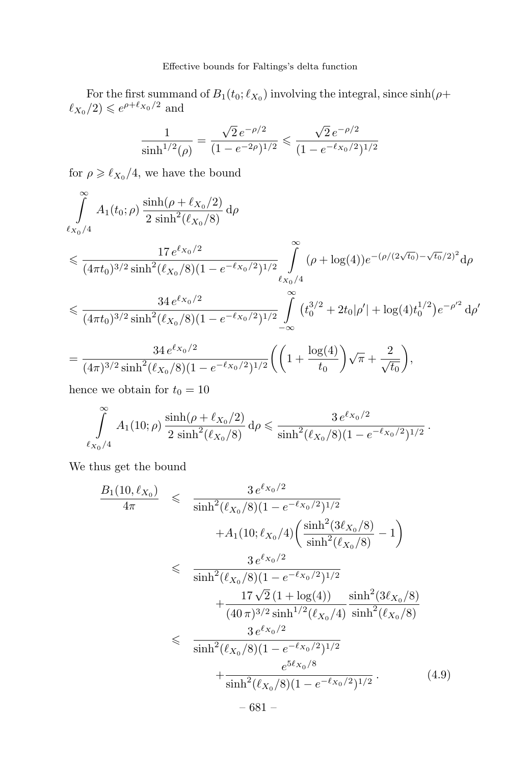For the first summand of $B_1(t_0;\ell_{X_0})$ involving the integral, since $\sinh(\rho+\ell_{X_0}/2)\leqslant e^{\rho+\ell_{X_0}/2}$ and

$$\frac{1}{\sinh^{1/2}(\rho)}=\frac{\sqrt{2}\,e^{-\rho/2}}{(1-e^{-2\rho})^{1/2}}\leqslant\frac{\sqrt{2}\,e^{-\rho/2}}{(1-e^{-\ell_{X_0}/2})^{1/2}}$$

for $\rho\geqslant\ell_{X_0}/4$, we have the bound

$$\int\limits_{\ell_{X_0}/4}^{\infty}A_1(t_0;\rho)\,\frac{\sinh(\rho+\ell_{X_0}/2)}{2\,\sinh^2(\ell_{X_0}/8)}\,\mathrm{d}\rho$$

$$\leqslant\frac{17\,e^{\ell_{X_0}/2}}{(4\pi t_0)^{3/2}\sinh^2(\ell_{X_0}/8)(1-e^{-\ell_{X_0}/2})^{1/2}}\int\limits_{\ell_{X_0}/4}^{\infty}(\rho+\log(4))e^{-(\rho/(2\sqrt{t_0})-\sqrt{t_0}/2)^2}\mathrm{d}\rho$$

$$\leqslant\frac{34\,e^{\ell_{X_0}/2}}{(4\pi t_0)^{3/2}\sinh^2(\ell_{X_0}/8)(1-e^{-\ell_{X_0}/2})^{1/2}}\int\limits_{-\infty}^{\infty}\big(t_0^{3/2}+2t_0|\rho'|+\log(4)t_0^{1/2}\big)e^{-\rho'^2}\,\mathrm{d}\rho'$$

$$=\frac{34\,e^{\ell_{X_0}/2}}{(4\pi)^{3/2}\sinh^2(\ell_{X_0}/8)(1-e^{-\ell_{X_0}/2})^{1/2}}\bigg(\Big(1+\frac{\log(4)}{t_0}\Big)\sqrt{\pi}+\frac{2}{\sqrt{t_0}}\bigg),$$

hence we obtain for $t_0=10$

$$\int\limits_{\ell_{X_0}/4}^{\infty}A_1(10;\rho)\,\frac{\sinh(\rho+\ell_{X_0}/2)}{2\,\sinh^2(\ell_{X_0}/8)}\,\mathrm{d}\rho\leqslant\frac{3\,e^{\ell_{X_0}/2}}{\sinh^2(\ell_{X_0}/8)(1-e^{-\ell_{X_0}/2})^{1/2}}\,.$$

We thus get the bound

$$\begin{aligned}\frac{B_1(10,\ell_{X_0})}{4\pi}&\leqslant\frac{3\,e^{\ell_{X_0}/2}}{\sinh^2(\ell_{X_0}/8)(1-e^{-\ell_{X_0}/2})^{1/2}}\\&\qquad+A_1(10;\ell_{X_0}/4)\bigg(\frac{\sinh^2(3\ell_{X_0}/8)}{\sinh^2(\ell_{X_0}/8)}-1\bigg)\\&\leqslant\frac{3\,e^{\ell_{X_0}/2}}{\sinh^2(\ell_{X_0}/8)(1-e^{-\ell_{X_0}/2})^{1/2}}\\&\qquad+\frac{17\,\sqrt{2}\,(1+\log(4))}{(40\,\pi)^{3/2}\sinh^{1/2}(\ell_{X_0}/4)}\,\frac{\sinh^2(3\ell_{X_0}/8)}{\sinh^2(\ell_{X_0}/8)}\\&\leqslant\frac{3\,e^{\ell_{X_0}/2}}{\sinh^2(\ell_{X_0}/8)(1-e^{-\ell_{X_0}/2})^{1/2}}\\&\qquad+\frac{e^{5\ell_{X_0}/8}}{\sinh^2(\ell_{X_0}/8)(1-e^{-\ell_{X_0}/2})^{1/2}}\,.\end{aligned}\tag{4.9}$$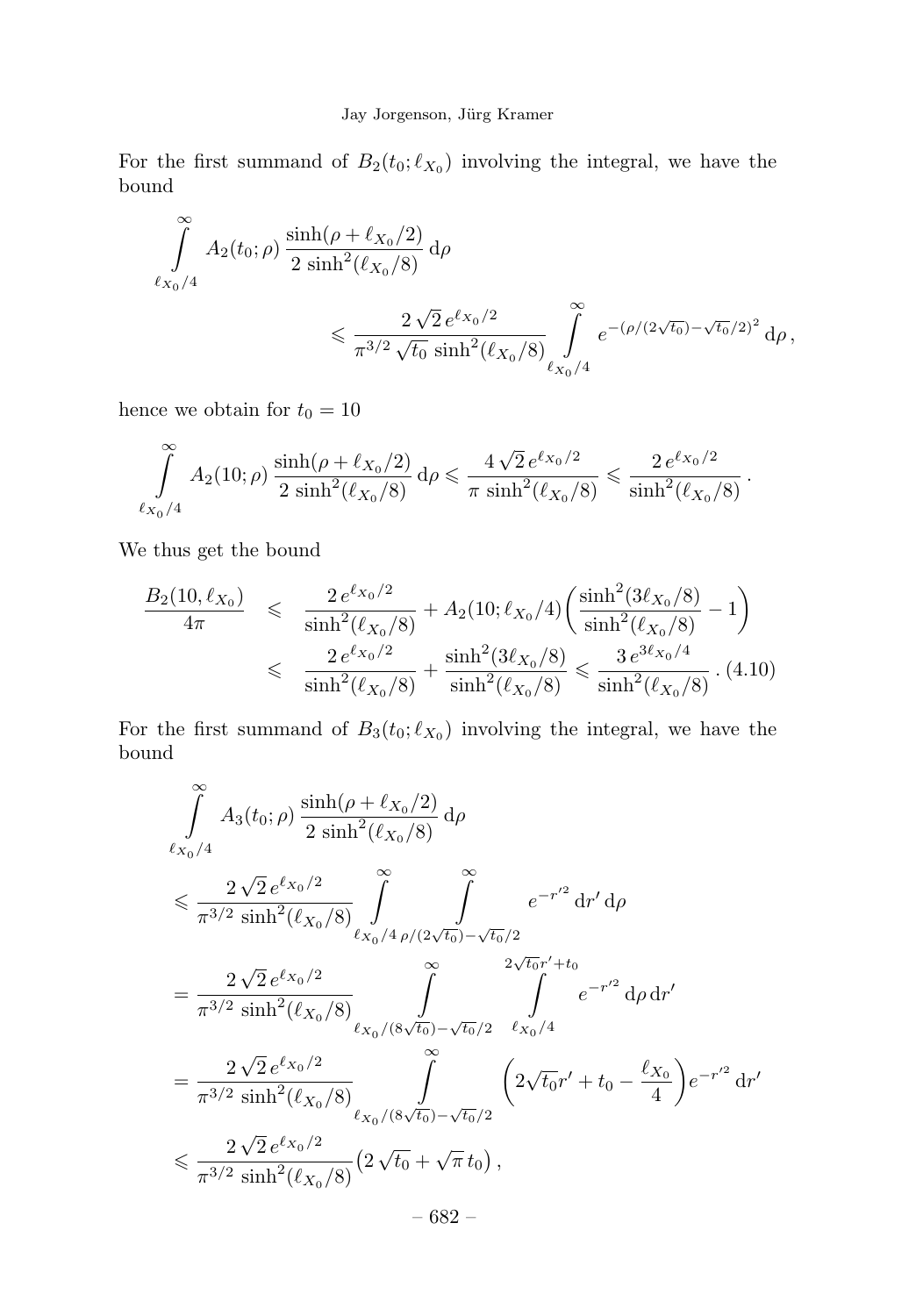For the first summand of $B_2(t_0;\ell_{X_0})$ involving the integral, we have the bound

$$
\int\limits_{\ell_{X_0}/4}^{\infty} A_2(t_0;\rho)\,\frac{\sinh(\rho+\ell_{X_0}/2)}{2\,\sinh^2(\ell_{X_0}/8)}\,\mathrm{d}\rho
\leqslant \frac{2\sqrt{2}\,e^{\ell_{X_0}/2}}{\pi^{3/2}\sqrt{t_0}\,\sinh^2(\ell_{X_0}/8)}\int\limits_{\ell_{X_0}/4}^{\infty} e^{-(\rho/(2\sqrt{t_0})-\sqrt{t_0}/2)^2}\,\mathrm{d}\rho\,,
$$

hence we obtain for $t_0=10$

$$
\int\limits_{\ell_{X_0}/4}^{\infty} A_2(10;\rho)\,\frac{\sinh(\rho+\ell_{X_0}/2)}{2\,\sinh^2(\ell_{X_0}/8)}\,\mathrm{d}\rho \leqslant \frac{4\sqrt{2}\,e^{\ell_{X_0}/2}}{\pi\,\sinh^2(\ell_{X_0}/8)} \leqslant \frac{2\,e^{\ell_{X_0}/2}}{\sinh^2(\ell_{X_0}/8)}\,.
$$

We thus get the bound

$$
\begin{aligned}
\frac{B_2(10,\ell_{X_0})}{4\pi} &\leqslant \frac{2\,e^{\ell_{X_0}/2}}{\sinh^2(\ell_{X_0}/8)} + A_2(10;\ell_{X_0}/4)\bigg(\frac{\sinh^2(3\ell_{X_0}/8)}{\sinh^2(\ell_{X_0}/8)}-1\bigg)\\
&\leqslant \frac{2\,e^{\ell_{X_0}/2}}{\sinh^2(\ell_{X_0}/8)} + \frac{\sinh^2(3\ell_{X_0}/8)}{\sinh^2(\ell_{X_0}/8)} \leqslant \frac{3\,e^{3\ell_{X_0}/4}}{\sinh^2(\ell_{X_0}/8)}\,. \qquad (4.10)
\end{aligned}
$$

For the first summand of $B_3(t_0;\ell_{X_0})$ involving the integral, we have the bound

$$
\begin{aligned}
&\int\limits_{\ell_{X_0}/4}^{\infty} A_3(t_0;\rho)\,\frac{\sinh(\rho+\ell_{X_0}/2)}{2\,\sinh^2(\ell_{X_0}/8)}\,\mathrm{d}\rho\\
&\leqslant \frac{2\sqrt{2}\,e^{\ell_{X_0}/2}}{\pi^{3/2}\,\sinh^2(\ell_{X_0}/8)}\int\limits_{\ell_{X_0}/4}^{\infty}\ \int\limits_{\rho/(2\sqrt{t_0})-\sqrt{t_0}/2}^{\infty} e^{-r'^2}\,\mathrm{d}r'\,\mathrm{d}\rho\\
&= \frac{2\sqrt{2}\,e^{\ell_{X_0}/2}}{\pi^{3/2}\,\sinh^2(\ell_{X_0}/8)}\int\limits_{\ell_{X_0}/(8\sqrt{t_0})-\sqrt{t_0}/2}^{\infty}\ \int\limits_{\ell_{X_0}/4}^{2\sqrt{t_0}r'+t_0} e^{-r'^2}\,\mathrm{d}\rho\,\mathrm{d}r'\\
&= \frac{2\sqrt{2}\,e^{\ell_{X_0}/2}}{\pi^{3/2}\,\sinh^2(\ell_{X_0}/8)}\int\limits_{\ell_{X_0}/(8\sqrt{t_0})-\sqrt{t_0}/2}^{\infty}\bigg(2\sqrt{t_0}r'+t_0-\frac{\ell_{X_0}}{4}\bigg)e^{-r'^2}\,\mathrm{d}r'\\
&\leqslant \frac{2\sqrt{2}\,e^{\ell_{X_0}/2}}{\pi^{3/2}\,\sinh^2(\ell_{X_0}/8)}\big(2\sqrt{t_0}+\sqrt{\pi}\,t_0\big)\,,
\end{aligned}
$$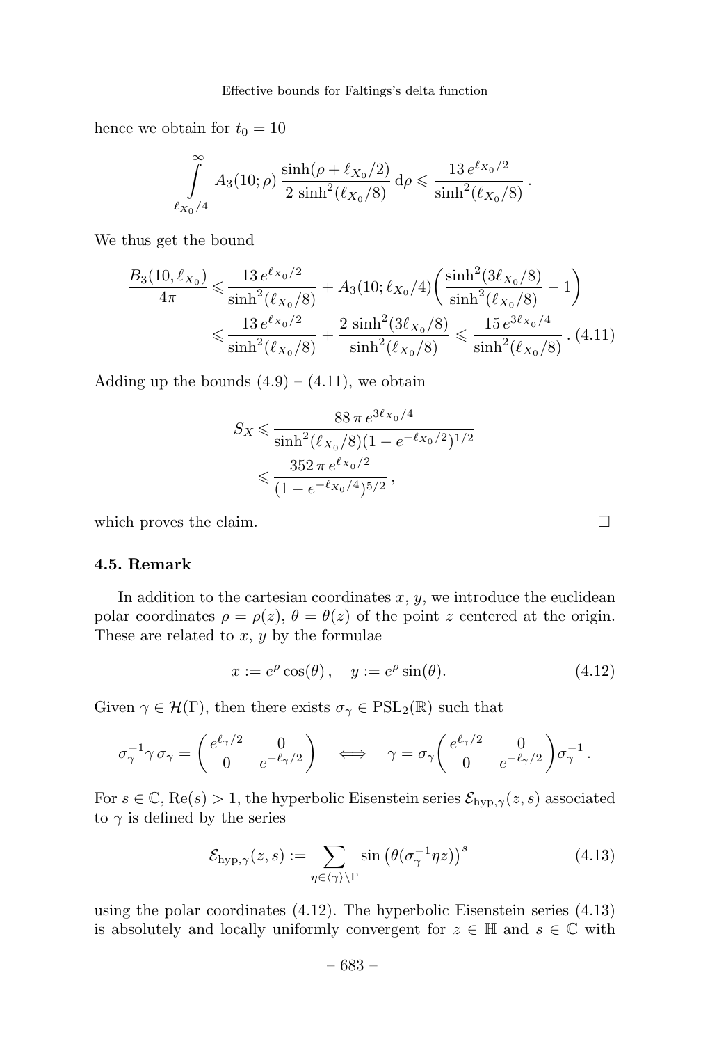hence we obtain for $t_0 = 10$

$$\int\limits_{\ell_{X_0}/4}^{\infty} A_3(10;\rho)\,\frac{\sinh(\rho+\ell_{X_0}/2)}{2\,\sinh^2(\ell_{X_0}/8)}\,\mathrm{d}\rho \leqslant \frac{13\,e^{\ell_{X_0}/2}}{\sinh^2(\ell_{X_0}/8)}\,.$$

We thus get the bound

$$\begin{aligned}\frac{B_3(10,\ell_{X_0})}{4\pi} &\leqslant \frac{13\,e^{\ell_{X_0}/2}}{\sinh^2(\ell_{X_0}/8)} + A_3(10;\ell_{X_0}/4)\bigg(\frac{\sinh^2(3\ell_{X_0}/8)}{\sinh^2(\ell_{X_0}/8)}-1\bigg)\\ &\leqslant \frac{13\,e^{\ell_{X_0}/2}}{\sinh^2(\ell_{X_0}/8)} + \frac{2\,\sinh^2(3\ell_{X_0}/8)}{\sinh^2(\ell_{X_0}/8)} \leqslant \frac{15\,e^{3\ell_{X_0}/4}}{\sinh^2(\ell_{X_0}/8)}\,. \quad (4.11)\end{aligned}$$

Adding up the bounds (4.9) – (4.11), we obtain

$$\begin{aligned}S_X &\leqslant \frac{88\,\pi\,e^{3\ell_{X_0}/4}}{\sinh^2(\ell_{X_0}/8)(1-e^{-\ell_{X_0}/2})^{1/2}}\\ &\leqslant \frac{352\,\pi\,e^{\ell_{X_0}/2}}{(1-e^{-\ell_{X_0}/4})^{5/2}}\,,\end{aligned}$$

which proves the claim. □

### 4.5. Remark

In addition to the cartesian coordinates $x$, $y$, we introduce the euclidean polar coordinates $\rho = \rho(z)$, $\theta = \theta(z)$ of the point $z$ centered at the origin. These are related to $x$, $y$ by the formulae

$$x := e^{\rho}\cos(\theta)\,, \quad y := e^{\rho}\sin(\theta). \quad (4.12)$$

Given $\gamma \in \mathcal{H}(\Gamma)$, then there exists $\sigma_\gamma \in \mathrm{PSL}_2(\mathbb{R})$ such that

$$\sigma_\gamma^{-1}\gamma\,\sigma_\gamma = \begin{pmatrix} e^{\ell_\gamma/2} & 0\\ 0 & e^{-\ell_\gamma/2}\end{pmatrix} \quad \Longleftrightarrow \quad \gamma = \sigma_\gamma\begin{pmatrix} e^{\ell_\gamma/2} & 0\\ 0 & e^{-\ell_\gamma/2}\end{pmatrix}\sigma_\gamma^{-1}.$$

For $s \in \mathbb{C}$, $\mathrm{Re}(s) > 1$, the hyperbolic Eisenstein series $\mathcal{E}_{\mathrm{hyp},\gamma}(z,s)$ associated to $\gamma$ is defined by the series

$$\mathcal{E}_{\mathrm{hyp},\gamma}(z,s) := \sum_{\eta\in\langle\gamma\rangle\backslash\Gamma} \sin\big(\theta(\sigma_\gamma^{-1}\eta z)\big)^s \quad (4.13)$$

using the polar coordinates (4.12). The hyperbolic Eisenstein series (4.13) is absolutely and locally uniformly convergent for $z \in \mathbb{H}$ and $s \in \mathbb{C}$ with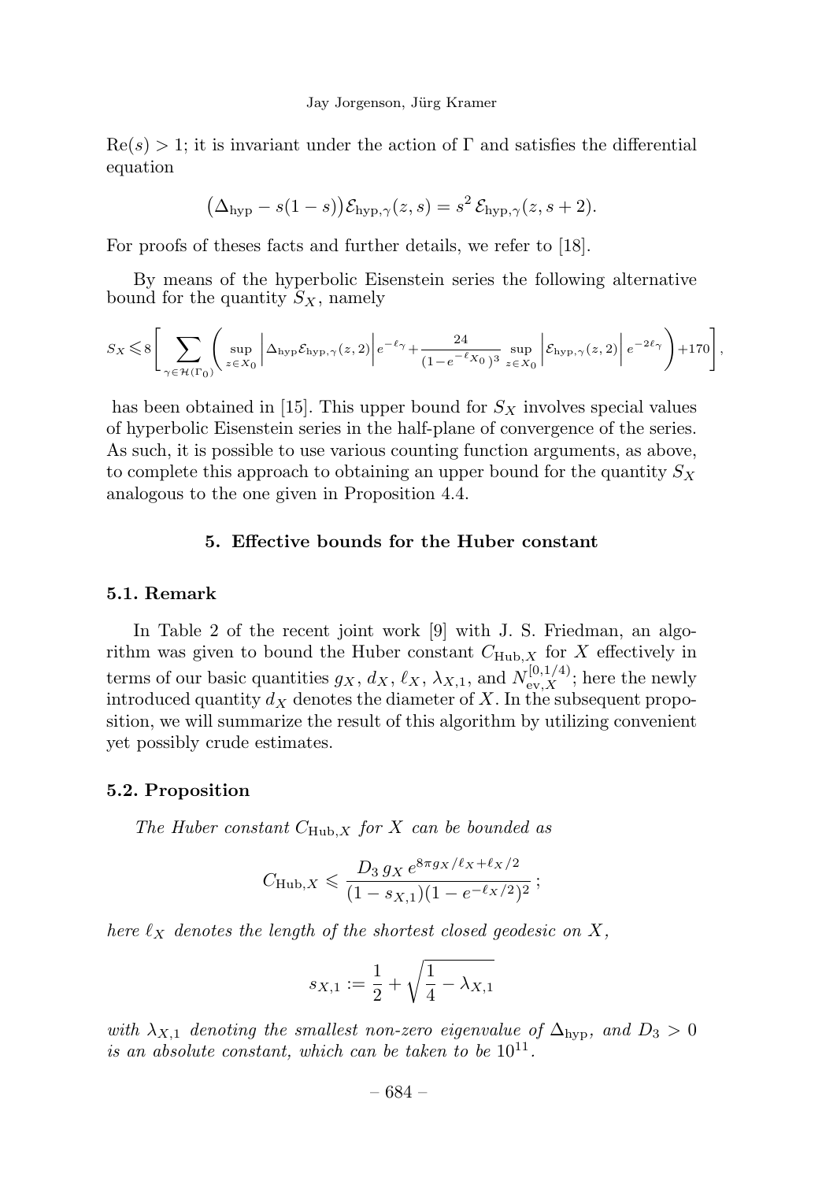$\mathrm{Re}(s) > 1$; it is invariant under the action of $\Gamma$ and satisfies the differential equation

$$\big(\Delta_{\mathrm{hyp}} - s(1-s)\big)\mathcal{E}_{\mathrm{hyp},\gamma}(z,s) = s^2\,\mathcal{E}_{\mathrm{hyp},\gamma}(z,s+2).$$

For proofs of theses facts and further details, we refer to [18].

By means of the hyperbolic Eisenstein series the following alternative bound for the quantity $S_X$, namely

$$S_X \leqslant 8\Bigg[\sum_{\gamma\in\mathcal{H}(\Gamma_0)}\Bigg(\sup_{z\in X_0}\Big|\Delta_{\mathrm{hyp}}\mathcal{E}_{\mathrm{hyp},\gamma}(z,2)\Big|e^{-\ell_\gamma}+\frac{24}{(1-e^{-\ell_{X_0}})^3}\sup_{z\in X_0}\Big|\mathcal{E}_{\mathrm{hyp},\gamma}(z,2)\Big|e^{-2\ell_\gamma}\Bigg)+170\Bigg],$$

has been obtained in [15]. This upper bound for $S_X$ involves special values of hyperbolic Eisenstein series in the half-plane of convergence of the series. As such, it is possible to use various counting function arguments, as above, to complete this approach to obtaining an upper bound for the quantity $S_X$ analogous to the one given in Proposition 4.4.

## 5. Effective bounds for the Huber constant

### 5.1. Remark

In Table 2 of the recent joint work [9] with J. S. Friedman, an algorithm was given to bound the Huber constant $C_{\mathrm{Hub},X}$ for $X$ effectively in terms of our basic quantities $g_X$, $d_X$, $\ell_X$, $\lambda_{X,1}$, and $N^{[0,1/4)}_{\mathrm{ev},X}$; here the newly introduced quantity $d_X$ denotes the diameter of $X$. In the subsequent proposition, we will summarize the result of this algorithm by utilizing convenient yet possibly crude estimates.

### 5.2. Proposition

*The Huber constant $C_{\mathrm{Hub},X}$ for $X$ can be bounded as*

$$C_{\mathrm{Hub},X} \leqslant \frac{D_3\, g_X\, e^{8\pi g_X/\ell_X+\ell_X/2}}{(1-s_{X,1})(1-e^{-\ell_X/2})^2}\,;$$

*here $\ell_X$ denotes the length of the shortest closed geodesic on $X$,*

$$s_{X,1} := \frac{1}{2}+\sqrt{\frac{1}{4}-\lambda_{X,1}}$$

*with $\lambda_{X,1}$ denoting the smallest non-zero eigenvalue of $\Delta_{\mathrm{hyp}}$, and $D_3 > 0$ is an absolute constant, which can be taken to be $10^{11}$.*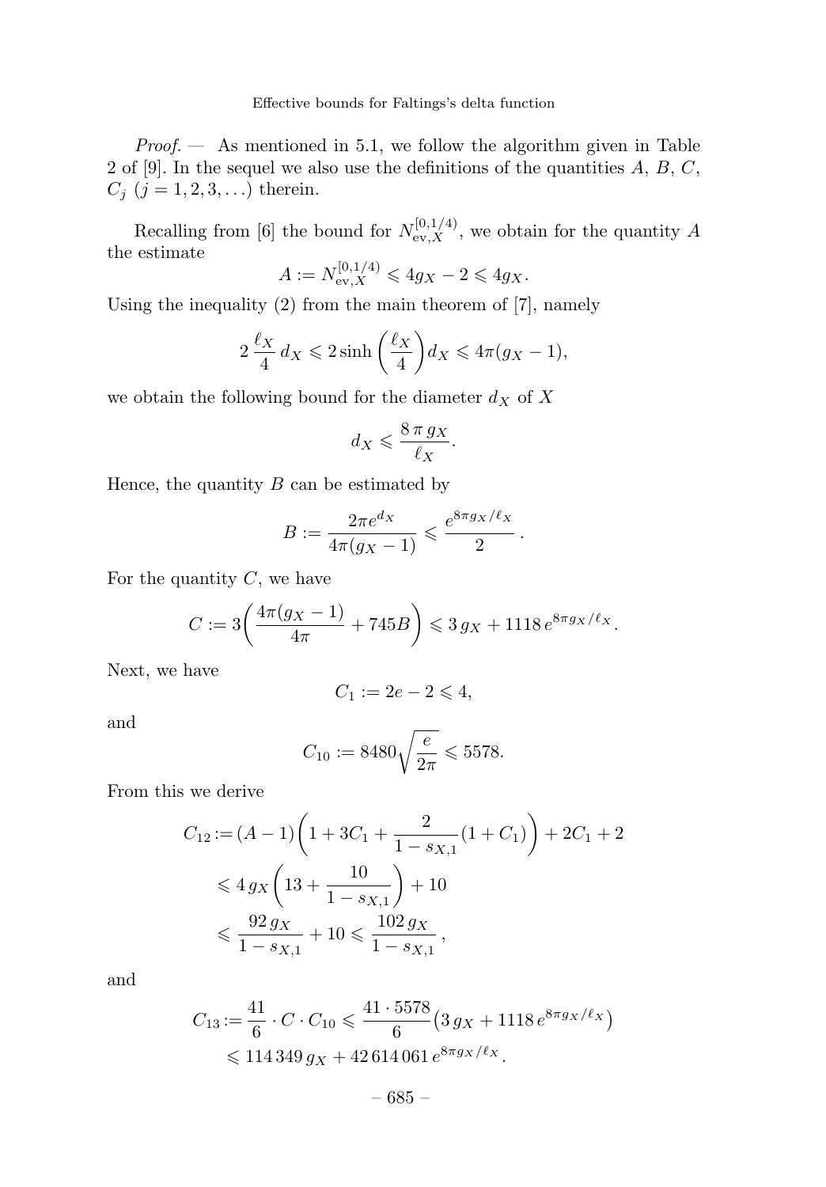*Proof. —* As mentioned in 5.1, we follow the algorithm given in Table 2 of [9]. In the sequel we also use the definitions of the quantities $A$, $B$, $C$, $C_j$ $(j = 1, 2, 3, \ldots)$ therein.

Recalling from [6] the bound for $N_{\mathrm{ev},X}^{[0,1/4)}$, we obtain for the quantity $A$ the estimate

$$A := N_{\mathrm{ev},X}^{[0,1/4)} \leqslant 4g_X - 2 \leqslant 4g_X.$$

Using the inequality (2) from the main theorem of [7], namely

$$2\,\frac{\ell_X}{4}\,d_X \leqslant 2\sinh\left(\frac{\ell_X}{4}\right)d_X \leqslant 4\pi(g_X - 1),$$

we obtain the following bound for the diameter $d_X$ of $X$

$$d_X \leqslant \frac{8\,\pi\,g_X}{\ell_X}.$$

Hence, the quantity $B$ can be estimated by

$$B := \frac{2\pi e^{d_X}}{4\pi(g_X - 1)} \leqslant \frac{e^{8\pi g_X/\ell_X}}{2}\,.$$

For the quantity $C$, we have

$$C := 3\left(\frac{4\pi(g_X - 1)}{4\pi} + 745B\right) \leqslant 3\,g_X + 1118\,e^{8\pi g_X/\ell_X}.$$

Next, we have

$$C_1 := 2e - 2 \leqslant 4,$$

and

$$C_{10} := 8480\sqrt{\frac{e}{2\pi}} \leqslant 5578.$$

From this we derive

$$\begin{aligned} C_{12} &:= (A-1)\left(1 + 3C_1 + \frac{2}{1 - s_{X,1}}(1 + C_1)\right) + 2C_1 + 2 \\ &\leqslant 4\,g_X\left(13 + \frac{10}{1 - s_{X,1}}\right) + 10 \\ &\leqslant \frac{92\,g_X}{1 - s_{X,1}} + 10 \leqslant \frac{102\,g_X}{1 - s_{X,1}}\,, \end{aligned}$$

and

$$\begin{aligned} C_{13} &:= \frac{41}{6}\cdot C\cdot C_{10} \leqslant \frac{41\cdot 5578}{6}\big(3\,g_X + 1118\,e^{8\pi g_X/\ell_X}\big) \\ &\leqslant 114\,349\,g_X + 42\,614\,061\,e^{8\pi g_X/\ell_X}. \end{aligned}$$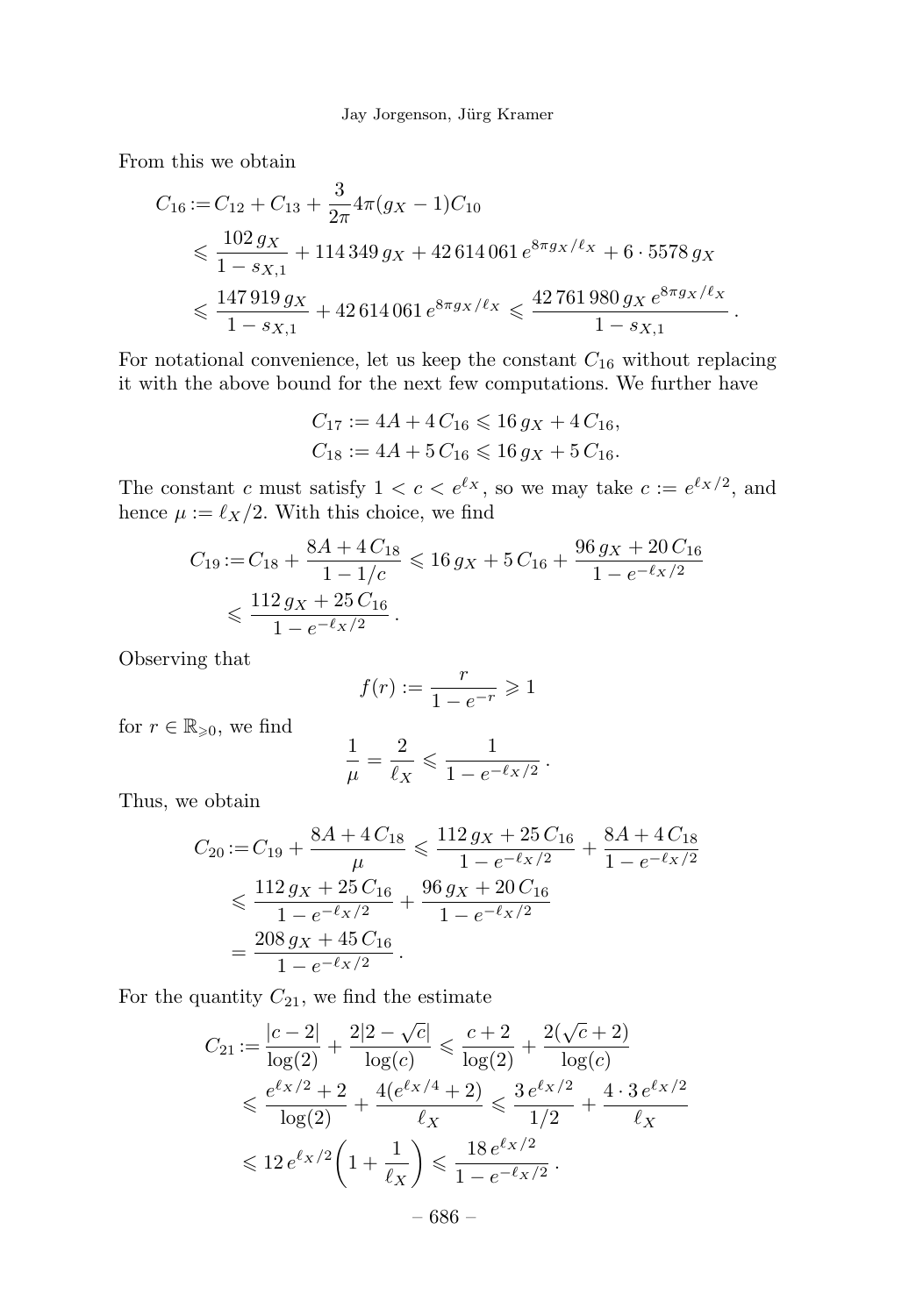From this we obtain

$$
\begin{aligned}
C_{16} &:= C_{12} + C_{13} + \frac{3}{2\pi} 4\pi(g_X - 1)C_{10} \\
&\leqslant \frac{102\, g_X}{1 - s_{X,1}} + 114\,349\, g_X + 42\,614\,061\, e^{8\pi g_X/\ell_X} + 6 \cdot 5578\, g_X \\
&\leqslant \frac{147\,919\, g_X}{1 - s_{X,1}} + 42\,614\,061\, e^{8\pi g_X/\ell_X} \leqslant \frac{42\,761\,980\, g_X\, e^{8\pi g_X/\ell_X}}{1 - s_{X,1}}\,.
\end{aligned}
$$

For notational convenience, let us keep the constant $C_{16}$ without replacing it with the above bound for the next few computations. We further have

$$
\begin{aligned}
C_{17} &:= 4A + 4\, C_{16} \leqslant 16\, g_X + 4\, C_{16}, \\
C_{18} &:= 4A + 5\, C_{16} \leqslant 16\, g_X + 5\, C_{16}.
\end{aligned}
$$

The constant $c$ must satisfy $1 < c < e^{\ell_X}$, so we may take $c := e^{\ell_X/2}$, and hence $\mu := \ell_X/2$. With this choice, we find

$$
\begin{aligned}
C_{19} &:= C_{18} + \frac{8A + 4\, C_{18}}{1 - 1/c} \leqslant 16\, g_X + 5\, C_{16} + \frac{96\, g_X + 20\, C_{16}}{1 - e^{-\ell_X/2}} \\
&\leqslant \frac{112\, g_X + 25\, C_{16}}{1 - e^{-\ell_X/2}}\,.
\end{aligned}
$$

Observing that

$$
f(r) := \frac{r}{1 - e^{-r}} \geqslant 1
$$

for $r \in \mathbb{R}_{\geqslant 0}$, we find

$$
\frac{1}{\mu} = \frac{2}{\ell_X} \leqslant \frac{1}{1 - e^{-\ell_X/2}}\,.
$$

Thus, we obtain

$$
\begin{aligned}
C_{20} &:= C_{19} + \frac{8A + 4\, C_{18}}{\mu} \leqslant \frac{112\, g_X + 25\, C_{16}}{1 - e^{-\ell_X/2}} + \frac{8A + 4\, C_{18}}{1 - e^{-\ell_X/2}} \\
&\leqslant \frac{112\, g_X + 25\, C_{16}}{1 - e^{-\ell_X/2}} + \frac{96\, g_X + 20\, C_{16}}{1 - e^{-\ell_X/2}} \\
&= \frac{208\, g_X + 45\, C_{16}}{1 - e^{-\ell_X/2}}\,.
\end{aligned}
$$

For the quantity $C_{21}$, we find the estimate

$$
\begin{aligned}
C_{21} &:= \frac{|c - 2|}{\log(2)} + \frac{2|2 - \sqrt{c}|}{\log(c)} \leqslant \frac{c + 2}{\log(2)} + \frac{2(\sqrt{c} + 2)}{\log(c)} \\
&\leqslant \frac{e^{\ell_X/2} + 2}{\log(2)} + \frac{4(e^{\ell_X/4} + 2)}{\ell_X} \leqslant \frac{3\, e^{\ell_X/2}}{1/2} + \frac{4 \cdot 3\, e^{\ell_X/2}}{\ell_X} \\
&\leqslant 12\, e^{\ell_X/2}\left(1 + \frac{1}{\ell_X}\right) \leqslant \frac{18\, e^{\ell_X/2}}{1 - e^{-\ell_X/2}}\,.
\end{aligned}
$$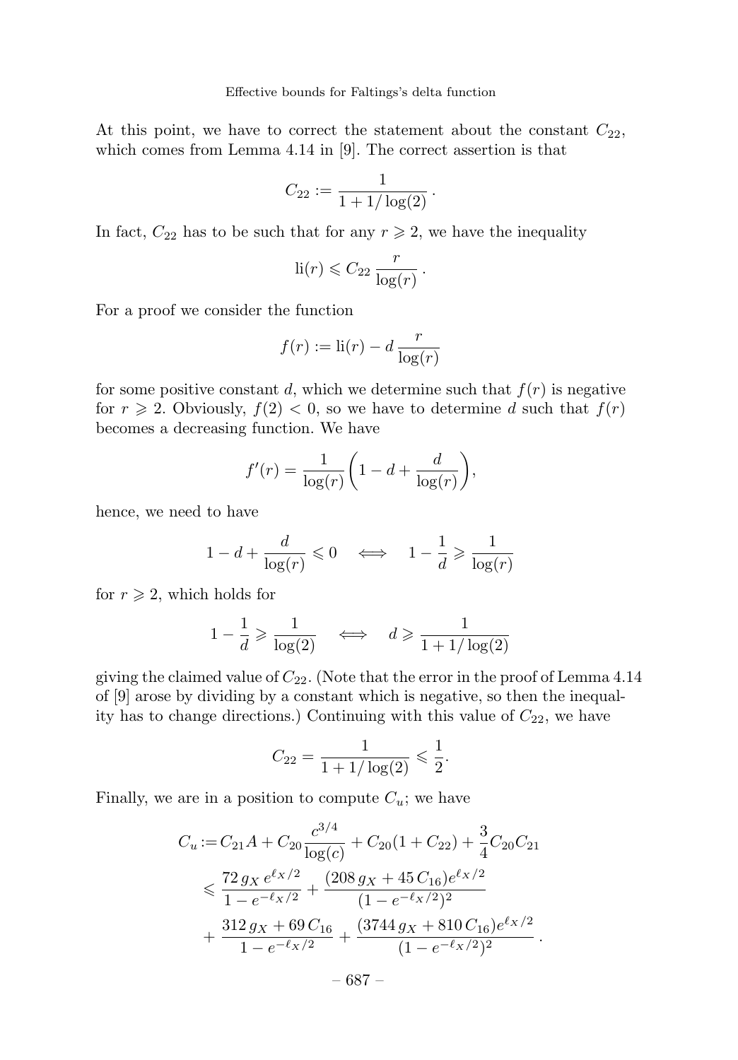At this point, we have to correct the statement about the constant $C_{22}$, which comes from Lemma 4.14 in [9]. The correct assertion is that

$$C_{22} := \frac{1}{1 + 1/\log(2)} \,.$$

In fact, $C_{22}$ has to be such that for any $r \geqslant 2$, we have the inequality

$$\mathrm{li}(r) \leqslant C_{22} \, \frac{r}{\log(r)} \,.$$

For a proof we consider the function

$$f(r) := \mathrm{li}(r) - d \, \frac{r}{\log(r)}$$

for some positive constant $d$, which we determine such that $f(r)$ is negative for $r \geqslant 2$. Obviously, $f(2) < 0$, so we have to determine $d$ such that $f(r)$ becomes a decreasing function. We have

$$f'(r) = \frac{1}{\log(r)} \left( 1 - d + \frac{d}{\log(r)} \right),$$

hence, we need to have

$$1 - d + \frac{d}{\log(r)} \leqslant 0 \quad \Longleftrightarrow \quad 1 - \frac{1}{d} \geqslant \frac{1}{\log(r)}$$

for $r \geqslant 2$, which holds for

$$1 - \frac{1}{d} \geqslant \frac{1}{\log(2)} \quad \Longleftrightarrow \quad d \geqslant \frac{1}{1 + 1/\log(2)}$$

giving the claimed value of $C_{22}$. (Note that the error in the proof of Lemma 4.14 of [9] arose by dividing by a constant which is negative, so then the inequality has to change directions.) Continuing with this value of $C_{22}$, we have

$$C_{22} = \frac{1}{1 + 1/\log(2)} \leqslant \frac{1}{2}.$$

Finally, we are in a position to compute $C_u$; we have

$$\begin{aligned}
C_u &:= C_{21} A + C_{20} \frac{c^{3/4}}{\log(c)} + C_{20}(1 + C_{22}) + \frac{3}{4} C_{20} C_{21} \\
&\leqslant \frac{72 \, g_X \, e^{\ell_X/2}}{1 - e^{-\ell_X/2}} + \frac{(208 \, g_X + 45 \, C_{16}) e^{\ell_X/2}}{(1 - e^{-\ell_X/2})^2} \\
&\quad + \frac{312 \, g_X + 69 \, C_{16}}{1 - e^{-\ell_X/2}} + \frac{(3744 \, g_X + 810 \, C_{16}) e^{\ell_X/2}}{(1 - e^{-\ell_X/2})^2} \,.
\end{aligned}$$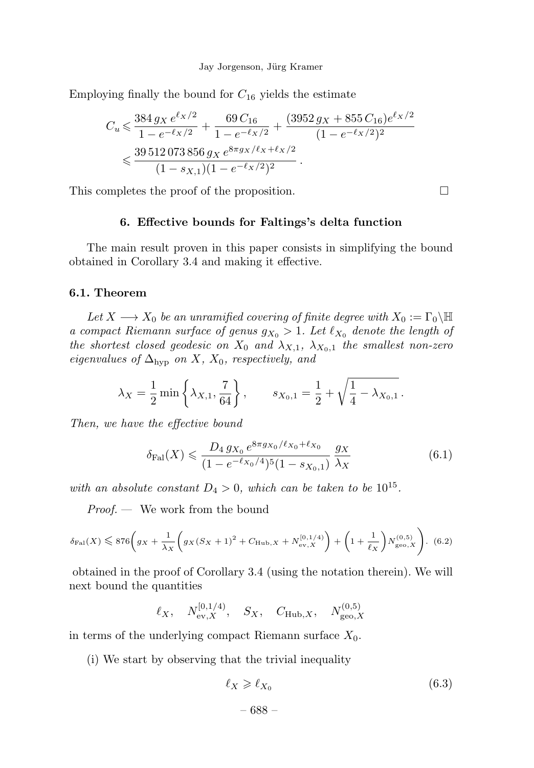Employing finally the bound for $C_{16}$ yields the estimate

$$
\begin{aligned}
C_u &\leqslant \frac{384\, g_X\, e^{\ell_X/2}}{1-e^{-\ell_X/2}} + \frac{69\, C_{16}}{1-e^{-\ell_X/2}} + \frac{(3952\, g_X + 855\, C_{16})e^{\ell_X/2}}{(1-e^{-\ell_X/2})^2} \\
&\leqslant \frac{39\,512\,073\,856\, g_X\, e^{8\pi g_X/\ell_X + \ell_X/2}}{(1-s_{X,1})(1-e^{-\ell_X/2})^2}\,.
\end{aligned}
$$

This completes the proof of the proposition. □

## 6. Effective bounds for Faltings's delta function

The main result proven in this paper consists in simplifying the bound obtained in Corollary 3.4 and making it effective.

### 6.1. Theorem

*Let $X \longrightarrow X_0$ be an unramified covering of finite degree with $X_0 := \Gamma_0\backslash\mathbb{H}$ a compact Riemann surface of genus $g_{X_0} > 1$. Let $\ell_{X_0}$ denote the length of the shortest closed geodesic on $X_0$ and $\lambda_{X,1}$, $\lambda_{X_0,1}$ the smallest non-zero eigenvalues of $\Delta_{\mathrm{hyp}}$ on $X$, $X_0$, respectively, and*

$$
\lambda_X = \frac{1}{2}\min\left\{\lambda_{X,1}, \frac{7}{64}\right\}, \qquad s_{X_0,1} = \frac{1}{2} + \sqrt{\frac{1}{4} - \lambda_{X_0,1}}\,.
$$

*Then, we have the effective bound*

$$
\delta_{\mathrm{Fal}}(X) \leqslant \frac{D_4\, g_{X_0}\, e^{8\pi g_{X_0}/\ell_{X_0} + \ell_{X_0}}}{(1-e^{-\ell_{X_0}/4})^5(1-s_{X_0,1})}\,\frac{g_X}{\lambda_X} \tag{6.1}
$$

*with an absolute constant $D_4 > 0$, which can be taken to be $10^{15}$.*

*Proof.* — We work from the bound

$$
\delta_{\mathrm{Fal}}(X) \leqslant 876\bigg(g_X + \frac{1}{\lambda_X}\bigg(g_X(S_X+1)^2 + C_{\mathrm{Hub},X} + N_{\mathrm{ev},X}^{[0,1/4)}\bigg) + \bigg(1+\frac{1}{\ell_X}\bigg)N_{\mathrm{geo},X}^{(0,5)}\bigg). \tag{6.2}
$$

obtained in the proof of Corollary 3.4 (using the notation therein). We will next bound the quantities

$$
\ell_X, \quad N_{\mathrm{ev},X}^{[0,1/4)}, \quad S_X, \quad C_{\mathrm{Hub},X}, \quad N_{\mathrm{geo},X}^{(0,5)}
$$

in terms of the underlying compact Riemann surface $X_0$.

(i) We start by observing that the trivial inequality

$$
\ell_X \geqslant \ell_{X_0} \tag{6.3}
$$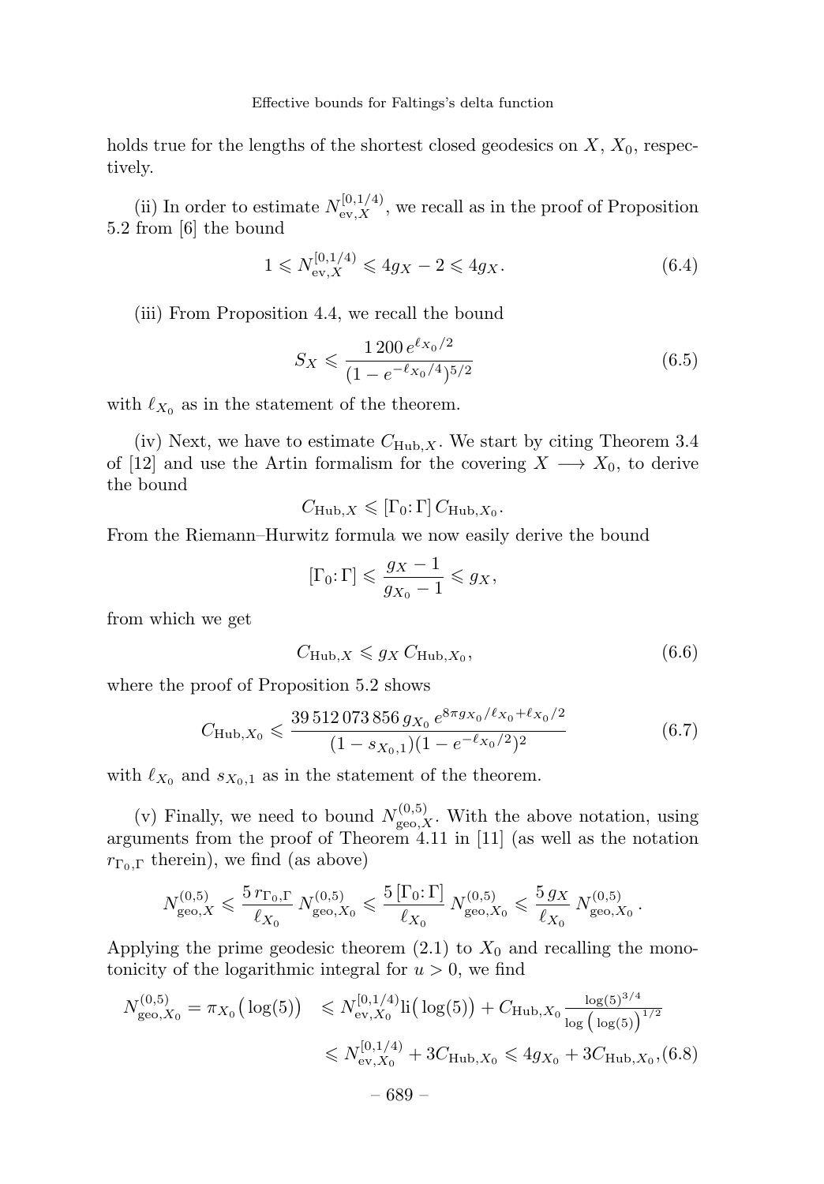holds true for the lengths of the shortest closed geodesics on $X$, $X_0$, respectively.

(ii) In order to estimate $N_{\mathrm{ev},X}^{[0,1/4)}$, we recall as in the proof of Proposition 5.2 from [6] the bound

$$1 \leqslant N_{\mathrm{ev},X}^{[0,1/4)} \leqslant 4g_X - 2 \leqslant 4g_X. \tag{6.4}$$

(iii) From Proposition 4.4, we recall the bound

$$S_X \leqslant \frac{1\,200\, e^{\ell_{X_0}/2}}{(1 - e^{-\ell_{X_0}/4})^{5/2}} \tag{6.5}$$

with $\ell_{X_0}$ as in the statement of the theorem.

(iv) Next, we have to estimate $C_{\mathrm{Hub},X}$. We start by citing Theorem 3.4 of [12] and use the Artin formalism for the covering $X \longrightarrow X_0$, to derive the bound

$$C_{\mathrm{Hub},X} \leqslant [\Gamma_0 \colon \Gamma]\, C_{\mathrm{Hub},X_0}.$$

From the Riemann–Hurwitz formula we now easily derive the bound

$$[\Gamma_0 \colon \Gamma] \leqslant \frac{g_X - 1}{g_{X_0} - 1} \leqslant g_X,$$

from which we get

$$C_{\mathrm{Hub},X} \leqslant g_X\, C_{\mathrm{Hub},X_0}, \tag{6.6}$$

where the proof of Proposition 5.2 shows

$$C_{\mathrm{Hub},X_0} \leqslant \frac{39\,512\,073\,856\, g_{X_0}\, e^{8\pi g_{X_0}/\ell_{X_0} + \ell_{X_0}/2}}{(1 - s_{X_0,1})(1 - e^{-\ell_{X_0}/2})^2} \tag{6.7}$$

with $\ell_{X_0}$ and $s_{X_0,1}$ as in the statement of the theorem.

(v) Finally, we need to bound $N_{\mathrm{geo},X}^{(0,5)}$. With the above notation, using arguments from the proof of Theorem 4.11 in [11] (as well as the notation $r_{\Gamma_0,\Gamma}$ therein), we find (as above)

$$N_{\mathrm{geo},X}^{(0,5)} \leqslant \frac{5\, r_{\Gamma_0,\Gamma}}{\ell_{X_0}}\, N_{\mathrm{geo},X_0}^{(0,5)} \leqslant \frac{5\,[\Gamma_0 \colon \Gamma]}{\ell_{X_0}}\, N_{\mathrm{geo},X_0}^{(0,5)} \leqslant \frac{5\, g_X}{\ell_{X_0}}\, N_{\mathrm{geo},X_0}^{(0,5)}\,.$$

Applying the prime geodesic theorem (2.1) to $X_0$ and recalling the monotonicity of the logarithmic integral for $u > 0$, we find

$$\begin{aligned} N_{\mathrm{geo},X_0}^{(0,5)} = \pi_{X_0}\big(\log(5)\big) &\leqslant N_{\mathrm{ev},X_0}^{[0,1/4)} \mathrm{li}\big(\log(5)\big) + C_{\mathrm{Hub},X_0} \frac{\log(5)^{3/4}}{\log\big(\log(5)\big)^{1/2}} \\ &\leqslant N_{\mathrm{ev},X_0}^{[0,1/4)} + 3C_{\mathrm{Hub},X_0} \leqslant 4g_{X_0} + 3C_{\mathrm{Hub},X_0}, \end{aligned} \tag{6.8}$$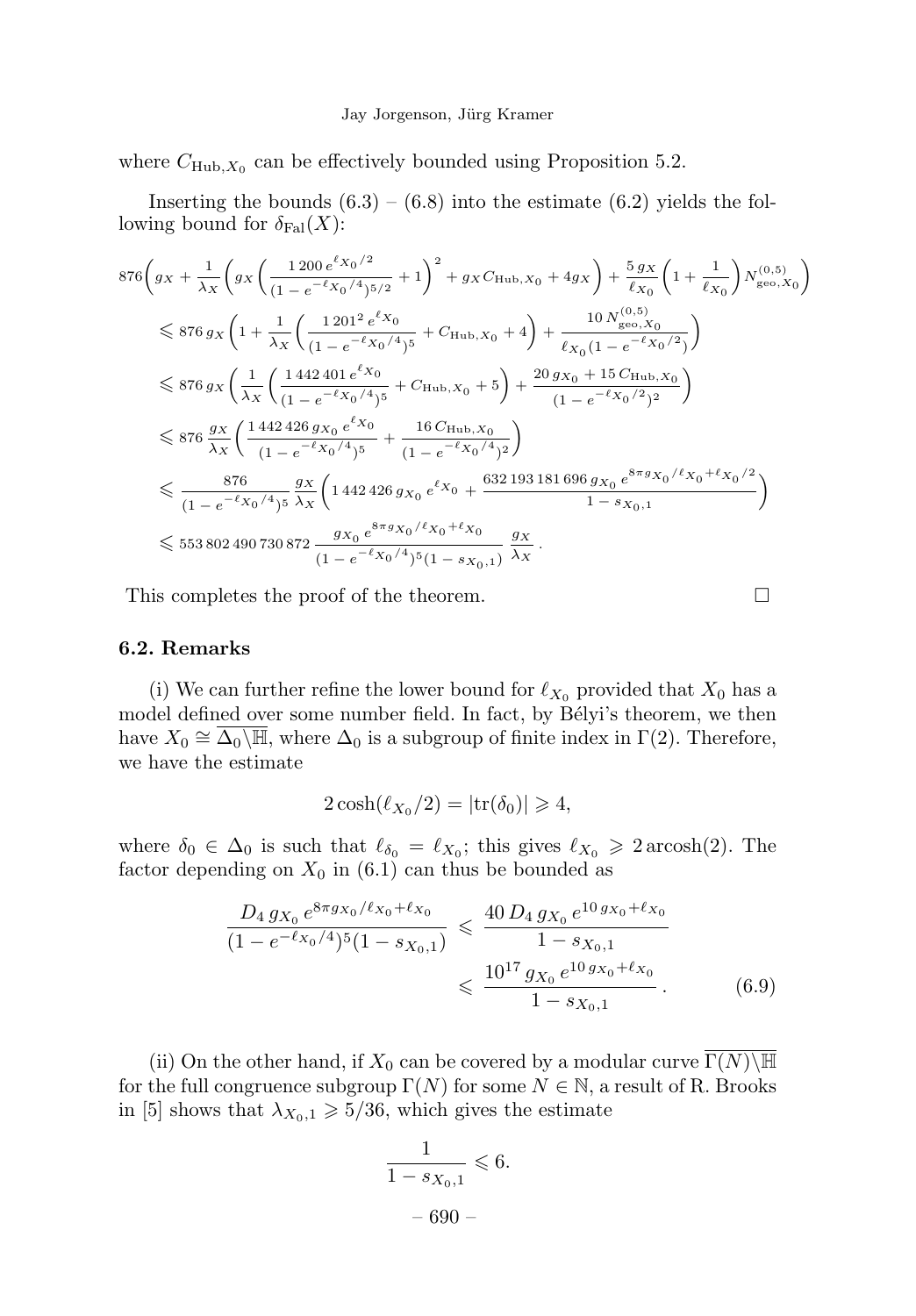where $C_{\mathrm{Hub},X_0}$ can be effectively bounded using Proposition 5.2.

Inserting the bounds (6.3) – (6.8) into the estimate (6.2) yields the following bound for $\delta_{\mathrm{Fal}}(X)$:

$$
\begin{aligned}
&876\bigg(g_X + \frac{1}{\lambda_X}\bigg(g_X\bigg(\frac{1\,200\,e^{\ell_{X_0}/2}}{(1-e^{-\ell_{X_0}/4})^{5/2}}+1\bigg)^2 + g_X C_{\mathrm{Hub},X_0} + 4g_X\bigg) + \frac{5\,g_X}{\ell_{X_0}}\bigg(1+\frac{1}{\ell_{X_0}}\bigg)N^{(0,5)}_{\mathrm{geo},X_0}\bigg)\\
&\leqslant 876\,g_X\bigg(1+\frac{1}{\lambda_X}\bigg(\frac{1\,201^2\,e^{\ell_{X_0}}}{(1-e^{-\ell_{X_0}/4})^5}+C_{\mathrm{Hub},X_0}+4\bigg)+\frac{10\,N^{(0,5)}_{\mathrm{geo},X_0}}{\ell_{X_0}(1-e^{-\ell_{X_0}/2})}\bigg)\\
&\leqslant 876\,g_X\bigg(\frac{1}{\lambda_X}\bigg(\frac{1\,442\,401\,e^{\ell_{X_0}}}{(1-e^{-\ell_{X_0}/4})^5}+C_{\mathrm{Hub},X_0}+5\bigg)+\frac{20\,g_{X_0}+15\,C_{\mathrm{Hub},X_0}}{(1-e^{-\ell_{X_0}/2})^2}\bigg)\\
&\leqslant 876\,\frac{g_X}{\lambda_X}\bigg(\frac{1\,442\,426\,g_{X_0}\,e^{\ell_{X_0}}}{(1-e^{-\ell_{X_0}/4})^5}+\frac{16\,C_{\mathrm{Hub},X_0}}{(1-e^{-\ell_{X_0}/4})^2}\bigg)\\
&\leqslant \frac{876}{(1-e^{-\ell_{X_0}/4})^5}\,\frac{g_X}{\lambda_X}\bigg(1\,442\,426\,g_{X_0}\,e^{\ell_{X_0}}+\frac{632\,193\,181\,696\,g_{X_0}\,e^{8\pi g_{X_0}/\ell_{X_0}+\ell_{X_0}/2}}{1-s_{X_0,1}}\bigg)\\
&\leqslant 553\,802\,490\,730\,872\,\frac{g_{X_0}\,e^{8\pi g_{X_0}/\ell_{X_0}+\ell_{X_0}}}{(1-e^{-\ell_{X_0}/4})^5(1-s_{X_0,1})}\,\frac{g_X}{\lambda_X}\,.
\end{aligned}
$$

This completes the proof of the theorem. $\square$

### 6.2. Remarks

(i) We can further refine the lower bound for $\ell_{X_0}$ provided that $X_0$ has a model defined over some number field. In fact, by Bélyi's theorem, we then have $X_0 \cong \overline{\Delta_0\backslash\mathbb{H}}$, where $\Delta_0$ is a subgroup of finite index in $\Gamma(2)$. Therefore, we have the estimate

$$
2\cosh(\ell_{X_0}/2) = |\mathrm{tr}(\delta_0)| \geqslant 4,
$$

where $\delta_0 \in \Delta_0$ is such that $\ell_{\delta_0} = \ell_{X_0}$; this gives $\ell_{X_0} \geqslant 2\,\mathrm{arcosh}(2)$. The factor depending on $X_0$ in (6.1) can thus be bounded as

$$
\begin{aligned}
\frac{D_4\,g_{X_0}\,e^{8\pi g_{X_0}/\ell_{X_0}+\ell_{X_0}}}{(1-e^{-\ell_{X_0}/4})^5(1-s_{X_0,1})} &\leqslant \frac{40\,D_4\,g_{X_0}\,e^{10\,g_{X_0}+\ell_{X_0}}}{1-s_{X_0,1}}\\
&\leqslant \frac{10^{17}\,g_{X_0}\,e^{10\,g_{X_0}+\ell_{X_0}}}{1-s_{X_0,1}}\,. \qquad (6.9)
\end{aligned}
$$

(ii) On the other hand, if $X_0$ can be covered by a modular curve $\overline{\Gamma(N)\backslash\mathbb{H}}$ for the full congruence subgroup $\Gamma(N)$ for some $N \in \mathbb{N}$, a result of R. Brooks in [5] shows that $\lambda_{X_0,1} \geqslant 5/36$, which gives the estimate

$$
\frac{1}{1-s_{X_0,1}} \leqslant 6.
$$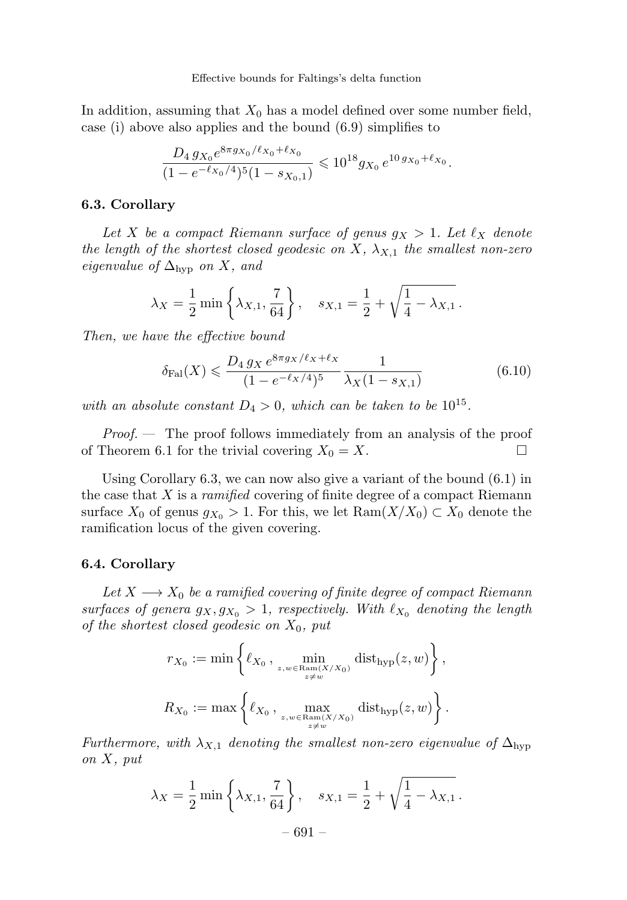In addition, assuming that $X_0$ has a model defined over some number field, case (i) above also applies and the bound (6.9) simplifies to

$$\frac{D_4\, g_{X_0} e^{8\pi g_{X_0}/\ell_{X_0}+\ell_{X_0}}}{(1-e^{-\ell_{X_0}/4})^5(1-s_{X_0,1})} \leqslant 10^{18} g_{X_0}\, e^{10\, g_{X_0}+\ell_{X_0}}.$$

### 6.3. Corollary

*Let $X$ be a compact Riemann surface of genus $g_X > 1$. Let $\ell_X$ denote the length of the shortest closed geodesic on $X$, $\lambda_{X,1}$ the smallest non-zero eigenvalue of $\Delta_{\mathrm{hyp}}$ on $X$, and*

$$\lambda_X = \frac{1}{2}\min\left\{\lambda_{X,1}, \frac{7}{64}\right\}, \quad s_{X,1} = \frac{1}{2} + \sqrt{\frac{1}{4} - \lambda_{X,1}}\,.$$

*Then, we have the effective bound*

$$\delta_{\mathrm{Fal}}(X) \leqslant \frac{D_4\, g_X\, e^{8\pi g_X/\ell_X+\ell_X}}{(1-e^{-\ell_X/4})^5} \frac{1}{\lambda_X(1-s_{X,1})} \tag{6.10}$$

*with an absolute constant $D_4 > 0$, which can be taken to be $10^{15}$.*

*Proof.* — The proof follows immediately from an analysis of the proof of Theorem 6.1 for the trivial covering $X_0 = X$. □

Using Corollary 6.3, we can now also give a variant of the bound (6.1) in the case that $X$ is a *ramified* covering of finite degree of a compact Riemann surface $X_0$ of genus $g_{X_0} > 1$. For this, we let $\mathrm{Ram}(X/X_0) \subset X_0$ denote the ramification locus of the given covering.

### 6.4. Corollary

*Let $X \longrightarrow X_0$ be a ramified covering of finite degree of compact Riemann surfaces of genera $g_X, g_{X_0} > 1$, respectively. With $\ell_{X_0}$ denoting the length of the shortest closed geodesic on $X_0$, put*

$$r_{X_0} := \min\left\{\ell_{X_0}\,, \min_{\substack{z,w\in \mathrm{Ram}(X/X_0)\\ z\neq w}} \mathrm{dist}_{\mathrm{hyp}}(z,w)\right\},$$

$$R_{X_0} := \max\left\{\ell_{X_0}\,, \max_{\substack{z,w\in \mathrm{Ram}(X/X_0)\\ z\neq w}} \mathrm{dist}_{\mathrm{hyp}}(z,w)\right\}.$$

*Furthermore, with $\lambda_{X,1}$ denoting the smallest non-zero eigenvalue of $\Delta_{\mathrm{hyp}}$ on $X$, put*

$$\lambda_X = \frac{1}{2}\min\left\{\lambda_{X,1}, \frac{7}{64}\right\}, \quad s_{X,1} = \frac{1}{2} + \sqrt{\frac{1}{4} - \lambda_{X,1}}\,.$$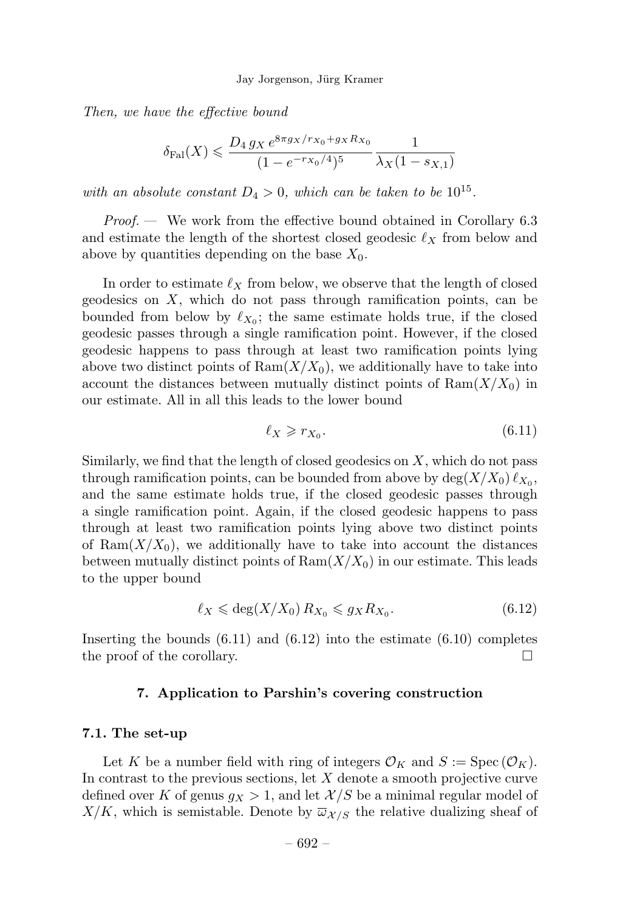*Then, we have the effective bound*

$$\delta_{\mathrm{Fal}}(X) \leqslant \frac{D_4\, g_X\, e^{8\pi g_X/r_{X_0}+g_X R_{X_0}}}{(1-e^{-r_{X_0}/4})^5} \frac{1}{\lambda_X(1-s_{X,1})}$$

*with an absolute constant $D_4>0$, which can be taken to be $10^{15}$.*

*Proof.* — We work from the effective bound obtained in Corollary 6.3 and estimate the length of the shortest closed geodesic $\ell_X$ from below and above by quantities depending on the base $X_0$.

In order to estimate $\ell_X$ from below, we observe that the length of closed geodesics on $X$, which do not pass through ramification points, can be bounded from below by $\ell_{X_0}$; the same estimate holds true, if the closed geodesic passes through a single ramification point. However, if the closed geodesic happens to pass through at least two ramification points lying above two distinct points of $\mathrm{Ram}(X/X_0)$, we additionally have to take into account the distances between mutually distinct points of $\mathrm{Ram}(X/X_0)$ in our estimate. All in all this leads to the lower bound

$$\ell_X \geqslant r_{X_0}. \tag{6.11}$$

Similarly, we find that the length of closed geodesics on $X$, which do not pass through ramification points, can be bounded from above by $\deg(X/X_0)\,\ell_{X_0}$, and the same estimate holds true, if the closed geodesic passes through a single ramification point. Again, if the closed geodesic happens to pass through at least two ramification points lying above two distinct points of $\mathrm{Ram}(X/X_0)$, we additionally have to take into account the distances between mutually distinct points of $\mathrm{Ram}(X/X_0)$ in our estimate. This leads to the upper bound

$$\ell_X \leqslant \deg(X/X_0)\, R_{X_0} \leqslant g_X R_{X_0}. \tag{6.12}$$

Inserting the bounds (6.11) and (6.12) into the estimate (6.10) completes the proof of the corollary. □

## 7. Application to Parshin's covering construction

### 7.1. The set-up

Let $K$ be a number field with ring of integers $\mathcal{O}_K$ and $S := \mathrm{Spec}\,(\mathcal{O}_K)$. In contrast to the previous sections, let $X$ denote a smooth projective curve defined over $K$ of genus $g_X > 1$, and let $\mathcal{X}/S$ be a minimal regular model of $X/K$, which is semistable. Denote by $\overline{\omega}_{\mathcal{X}/S}$ the relative dualizing sheaf of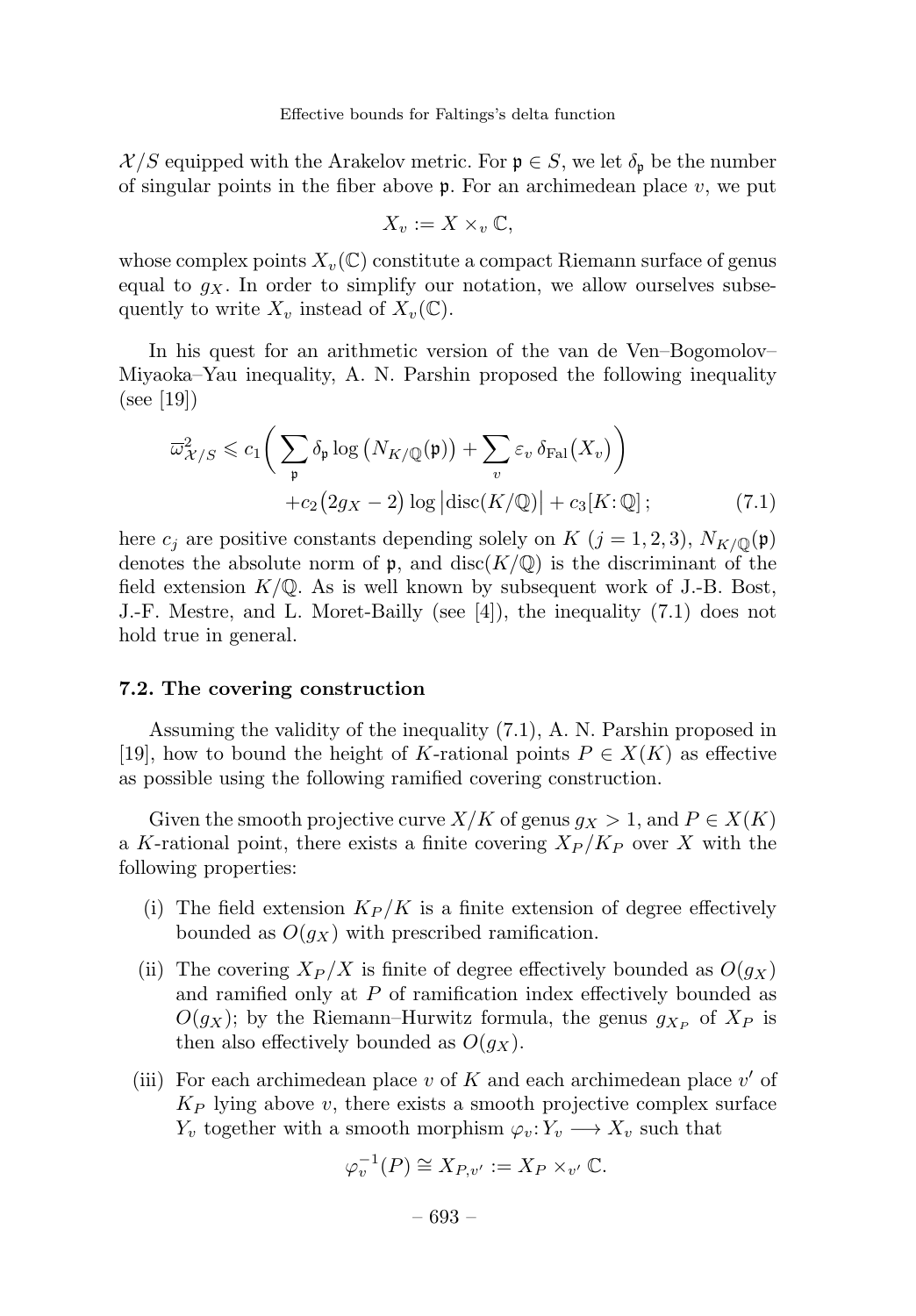$\mathcal{X}/S$ equipped with the Arakelov metric. For $\mathfrak{p} \in S$, we let $\delta_{\mathfrak{p}}$ be the number of singular points in the fiber above $\mathfrak{p}$. For an archimedean place $v$, we put

$$X_v := X \times_v \mathbb{C},$$

whose complex points $X_v(\mathbb{C})$ constitute a compact Riemann surface of genus equal to $g_X$. In order to simplify our notation, we allow ourselves subsequently to write $X_v$ instead of $X_v(\mathbb{C})$.

In his quest for an arithmetic version of the van de Ven–Bogomolov–Miyaoka–Yau inequality, A. N. Parshin proposed the following inequality (see [19])

$$\overline{\omega}^2_{\mathcal{X}/S} \leqslant c_1 \bigg( \sum_{\mathfrak{p}} \delta_{\mathfrak{p}} \log \big(N_{K/\mathbb{Q}}(\mathfrak{p})\big) + \sum_{v} \varepsilon_v \, \delta_{\mathrm{Fal}}(X_v) \bigg) + c_2 \big(2g_X - 2\big) \log \big|\mathrm{disc}(K/\mathbb{Q})\big| + c_3 [K\colon \mathbb{Q}] \, ; \qquad (7.1)$$

here $c_j$ are positive constants depending solely on $K$ ($j = 1, 2, 3$), $N_{K/\mathbb{Q}}(\mathfrak{p})$ denotes the absolute norm of $\mathfrak{p}$, and $\mathrm{disc}(K/\mathbb{Q})$ is the discriminant of the field extension $K/\mathbb{Q}$. As is well known by subsequent work of J.-B. Bost, J.-F. Mestre, and L. Moret-Bailly (see [4]), the inequality (7.1) does not hold true in general.

### 7.2. The covering construction

Assuming the validity of the inequality (7.1), A. N. Parshin proposed in [19], how to bound the height of $K$-rational points $P \in X(K)$ as effective as possible using the following ramified covering construction.

Given the smooth projective curve $X/K$ of genus $g_X > 1$, and $P \in X(K)$ a $K$-rational point, there exists a finite covering $X_P/K_P$ over $X$ with the following properties:

- (i) The field extension $K_P/K$ is a finite extension of degree effectively bounded as $O(g_X)$ with prescribed ramification.
- (ii) The covering $X_P/X$ is finite of degree effectively bounded as $O(g_X)$ and ramified only at $P$ of ramification index effectively bounded as $O(g_X)$; by the Riemann–Hurwitz formula, the genus $g_{X_P}$ of $X_P$ is then also effectively bounded as $O(g_X)$.
- (iii) For each archimedean place $v$ of $K$ and each archimedean place $v'$ of $K_P$ lying above $v$, there exists a smooth projective complex surface $Y_v$ together with a smooth morphism $\varphi_v \colon Y_v \longrightarrow X_v$ such that

$$\varphi_v^{-1}(P) \cong X_{P,v'} := X_P \times_{v'} \mathbb{C}.$$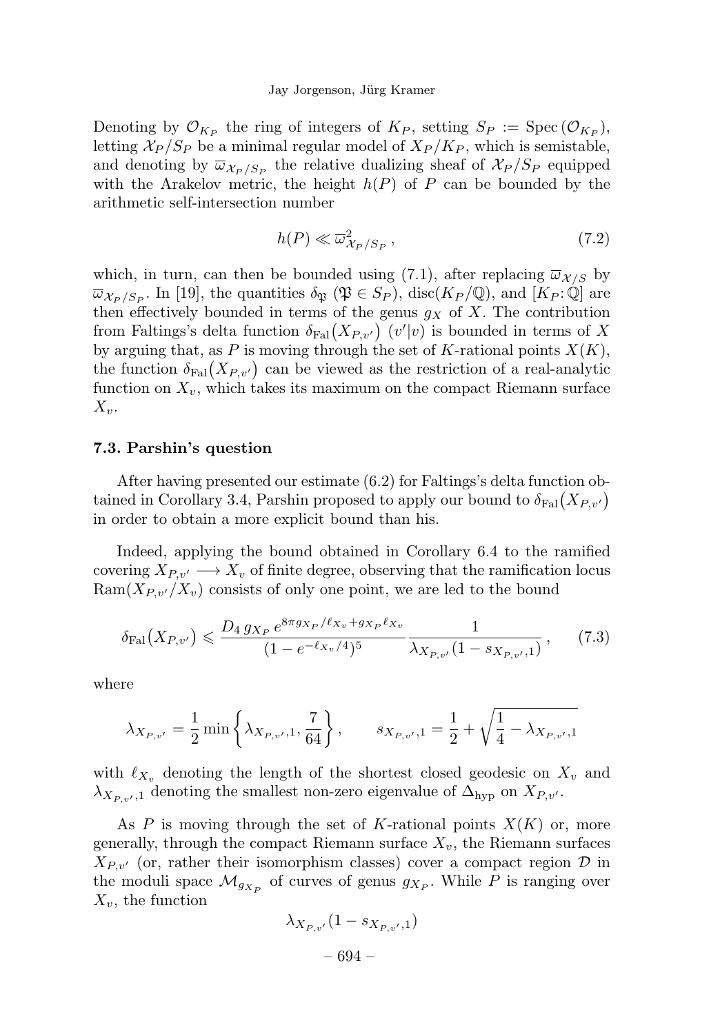Denoting by $\mathcal{O}_{K_P}$ the ring of integers of $K_P$, setting $S_P := \operatorname{Spec}(\mathcal{O}_{K_P})$, letting $\mathcal{X}_P/S_P$ be a minimal regular model of $X_P/K_P$, which is semistable, and denoting by $\overline{\omega}_{\mathcal{X}_P/S_P}$ the relative dualizing sheaf of $\mathcal{X}_P/S_P$ equipped with the Arakelov metric, the height $h(P)$ of $P$ can be bounded by the arithmetic self-intersection number

$$h(P) \ll \overline{\omega}^2_{\mathcal{X}_P/S_P}\,, \tag{7.2}$$

which, in turn, can then be bounded using (7.1), after replacing $\overline{\omega}_{\mathcal{X}/S}$ by $\overline{\omega}_{\mathcal{X}_P/S_P}$. In [19], the quantities $\delta_{\mathfrak{P}}$ ($\mathfrak{P} \in S_P$), $\operatorname{disc}(K_P/\mathbb{Q})$, and $[K_P\colon\mathbb{Q}]$ are then effectively bounded in terms of the genus $g_X$ of $X$. The contribution from Faltings's delta function $\delta_{\mathrm{Fal}}\big(X_{P,v'}\big)$ $(v'|v)$ is bounded in terms of $X$ by arguing that, as $P$ is moving through the set of $K$-rational points $X(K)$, the function $\delta_{\mathrm{Fal}}\big(X_{P,v'}\big)$ can be viewed as the restriction of a real-analytic function on $X_v$, which takes its maximum on the compact Riemann surface $X_v$.

### 7.3. Parshin's question

After having presented our estimate (6.2) for Faltings's delta function obtained in Corollary 3.4, Parshin proposed to apply our bound to $\delta_{\mathrm{Fal}}\big(X_{P,v'}\big)$ in order to obtain a more explicit bound than his.

Indeed, applying the bound obtained in Corollary 6.4 to the ramified covering $X_{P,v'} \longrightarrow X_v$ of finite degree, observing that the ramification locus $\operatorname{Ram}(X_{P,v'}/X_v)$ consists of only one point, we are led to the bound

$$\delta_{\mathrm{Fal}}\big(X_{P,v'}\big) \leqslant \frac{D_4\, g_{X_P}\, e^{8\pi g_{X_P}/\ell_{X_v} + g_{X_P}\ell_{X_v}}}{(1-e^{-\ell_{X_v}/4})^5}\,\frac{1}{\lambda_{X_{P,v'}}(1-s_{X_{P,v'},1})}\,, \tag{7.3}$$

where

$$\lambda_{X_{P,v'}} = \frac{1}{2}\min\left\{\lambda_{X_{P,v'},1}, \frac{7}{64}\right\}, \qquad s_{X_{P,v'},1} = \frac{1}{2} + \sqrt{\frac{1}{4} - \lambda_{X_{P,v'},1}}$$

with $\ell_{X_v}$ denoting the length of the shortest closed geodesic on $X_v$ and $\lambda_{X_{P,v'},1}$ denoting the smallest non-zero eigenvalue of $\Delta_{\mathrm{hyp}}$ on $X_{P,v'}$.

As $P$ is moving through the set of $K$-rational points $X(K)$ or, more generally, through the compact Riemann surface $X_v$, the Riemann surfaces $X_{P,v'}$ (or, rather their isomorphism classes) cover a compact region $\mathcal{D}$ in the moduli space $\mathcal{M}_{g_{X_P}}$ of curves of genus $g_{X_P}$. While $P$ is ranging over $X_v$, the function

$$\lambda_{X_{P,v'}}(1-s_{X_{P,v'},1})$$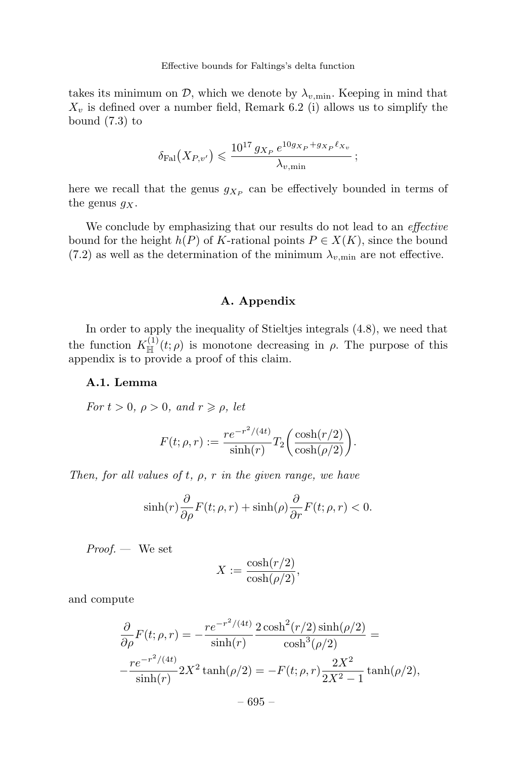takes its minimum on $\mathcal{D}$, which we denote by $\lambda_{v,\min}$. Keeping in mind that $X_v$ is defined over a number field, Remark 6.2 (i) allows us to simplify the bound (7.3) to

$$\delta_{\mathrm{Fal}}\big(X_{P,v'}\big) \leqslant \frac{10^{17}\, g_{X_P}\, e^{10 g_{X_P} + g_{X_P} \ell_{X_v}}}{\lambda_{v,\min}}\,;$$

here we recall that the genus $g_{X_P}$ can be effectively bounded in terms of the genus $g_X$.

We conclude by emphasizing that our results do not lead to an *effective* bound for the height $h(P)$ of $K$-rational points $P \in X(K)$, since the bound (7.2) as well as the determination of the minimum $\lambda_{v,\min}$ are not effective.

## A. Appendix

In order to apply the inequality of Stieltjes integrals (4.8), we need that the function $K_{\mathbb{H}}^{(1)}(t;\rho)$ is monotone decreasing in $\rho$. The purpose of this appendix is to provide a proof of this claim.

### A.1. Lemma

*For $t > 0$, $\rho > 0$, and $r \geqslant \rho$, let*

$$F(t;\rho,r) := \frac{re^{-r^2/(4t)}}{\sinh(r)} T_2\bigg(\frac{\cosh(r/2)}{\cosh(\rho/2)}\bigg).$$

*Then, for all values of $t$, $\rho$, $r$ in the given range, we have*

$$\sinh(r)\frac{\partial}{\partial \rho}F(t;\rho,r) + \sinh(\rho)\frac{\partial}{\partial r}F(t;\rho,r) < 0.$$

*Proof. —* We set

$$X := \frac{\cosh(r/2)}{\cosh(\rho/2)},$$

and compute

$$\frac{\partial}{\partial \rho}F(t;\rho,r) = -\frac{re^{-r^2/(4t)}}{\sinh(r)}\frac{2\cosh^2(r/2)\sinh(\rho/2)}{\cosh^3(\rho/2)} =$$
$$-\frac{re^{-r^2/(4t)}}{\sinh(r)}2X^2\tanh(\rho/2) = -F(t;\rho,r)\frac{2X^2}{2X^2-1}\tanh(\rho/2),$$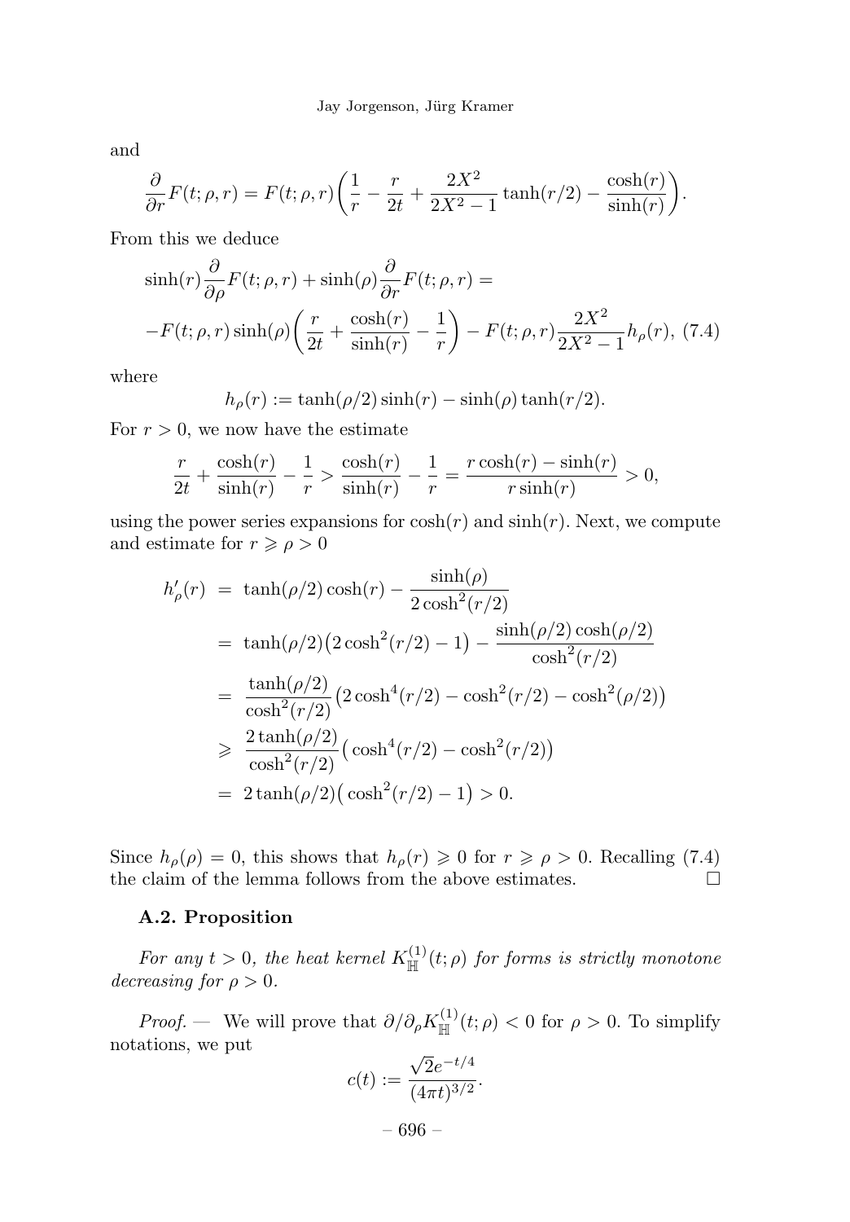and

$$\frac{\partial}{\partial r}F(t;\rho,r) = F(t;\rho,r)\bigg(\frac{1}{r} - \frac{r}{2t} + \frac{2X^2}{2X^2-1}\tanh(r/2) - \frac{\cosh(r)}{\sinh(r)}\bigg).$$

From this we deduce

$$\sinh(r)\frac{\partial}{\partial \rho}F(t;\rho,r) + \sinh(\rho)\frac{\partial}{\partial r}F(t;\rho,r) =$$
$$-F(t;\rho,r)\sinh(\rho)\bigg(\frac{r}{2t} + \frac{\cosh(r)}{\sinh(r)} - \frac{1}{r}\bigg) - F(t;\rho,r)\frac{2X^2}{2X^2-1}h_\rho(r), \quad (7.4)$$

where

$$h_\rho(r) := \tanh(\rho/2)\sinh(r) - \sinh(\rho)\tanh(r/2).$$

For $r > 0$, we now have the estimate

$$\frac{r}{2t} + \frac{\cosh(r)}{\sinh(r)} - \frac{1}{r} > \frac{\cosh(r)}{\sinh(r)} - \frac{1}{r} = \frac{r\cosh(r) - \sinh(r)}{r\sinh(r)} > 0,$$

using the power series expansions for $\cosh(r)$ and $\sinh(r)$. Next, we compute and estimate for $r \geqslant \rho > 0$

$$\begin{aligned}
h'_\rho(r) &= \tanh(\rho/2)\cosh(r) - \frac{\sinh(\rho)}{2\cosh^2(r/2)} \\
&= \tanh(\rho/2)\big(2\cosh^2(r/2) - 1\big) - \frac{\sinh(\rho/2)\cosh(\rho/2)}{\cosh^2(r/2)} \\
&= \frac{\tanh(\rho/2)}{\cosh^2(r/2)}\big(2\cosh^4(r/2) - \cosh^2(r/2) - \cosh^2(\rho/2)\big) \\
&\geqslant \frac{2\tanh(\rho/2)}{\cosh^2(r/2)}\big(\cosh^4(r/2) - \cosh^2(r/2)\big) \\
&= 2\tanh(\rho/2)\big(\cosh^2(r/2) - 1\big) > 0.
\end{aligned}$$

Since $h_\rho(\rho) = 0$, this shows that $h_\rho(r) \geqslant 0$ for $r \geqslant \rho > 0$. Recalling (7.4) the claim of the lemma follows from the above estimates. □

### A.2. Proposition

*For any $t > 0$, the heat kernel $K_{\mathbb{H}}^{(1)}(t;\rho)$ for forms is strictly monotone decreasing for $\rho > 0$.*

*Proof.* — We will prove that $\partial/\partial_\rho K_{\mathbb{H}}^{(1)}(t;\rho) < 0$ for $\rho > 0$. To simplify notations, we put

$$c(t) := \frac{\sqrt{2}e^{-t/4}}{(4\pi t)^{3/2}}.$$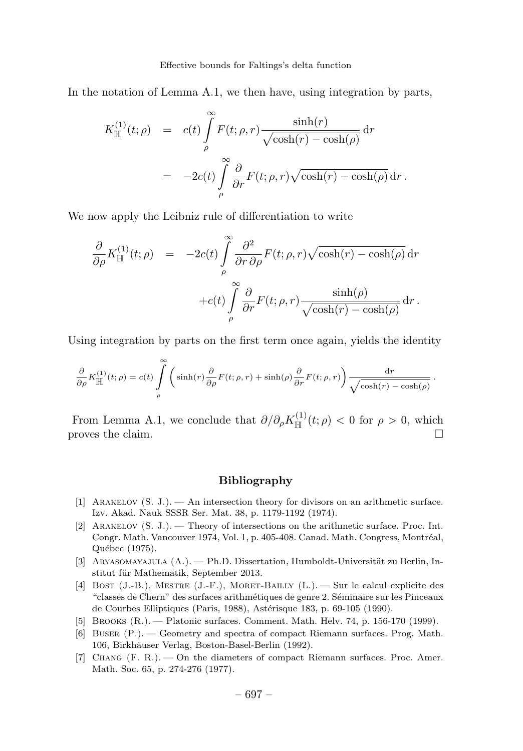In the notation of Lemma A.1, we then have, using integration by parts,

$$
\begin{aligned}
K_{\mathbb{H}}^{(1)}(t;\rho) &= c(t)\int\limits_{\rho}^{\infty} F(t;\rho,r)\frac{\sinh(r)}{\sqrt{\cosh(r)-\cosh(\rho)}}\,\mathrm{d}r \\
&= -2c(t)\int\limits_{\rho}^{\infty}\frac{\partial}{\partial r}F(t;\rho,r)\sqrt{\cosh(r)-\cosh(\rho)}\,\mathrm{d}r\,.
\end{aligned}
$$

We now apply the Leibniz rule of differentiation to write

$$
\begin{aligned}
\frac{\partial}{\partial\rho}K_{\mathbb{H}}^{(1)}(t;\rho) &= -2c(t)\int\limits_{\rho}^{\infty}\frac{\partial^2}{\partial r\,\partial\rho}F(t;\rho,r)\sqrt{\cosh(r)-\cosh(\rho)}\,\mathrm{d}r \\
&\quad + c(t)\int\limits_{\rho}^{\infty}\frac{\partial}{\partial r}F(t;\rho,r)\frac{\sinh(\rho)}{\sqrt{\cosh(r)-\cosh(\rho)}}\,\mathrm{d}r\,.
\end{aligned}
$$

Using integration by parts on the first term once again, yields the identity

$$
\frac{\partial}{\partial\rho}K_{\mathbb{H}}^{(1)}(t;\rho) = c(t)\int\limits_{\rho}^{\infty}\left(\sinh(r)\frac{\partial}{\partial\rho}F(t;\rho,r)+\sinh(\rho)\frac{\partial}{\partial r}F(t;\rho,r)\right)\frac{\mathrm{d}r}{\sqrt{\cosh(r)-\cosh(\rho)}}\,.
$$

From Lemma A.1, we conclude that $\partial/\partial_{\rho}K_{\mathbb{H}}^{(1)}(t;\rho)<0$ for $\rho>0$, which proves the claim. □

## Bibliography

[1] Arakelov (S. J.). — An intersection theory for divisors on an arithmetic surface. Izv. Akad. Nauk SSSR Ser. Mat. 38, p. 1179-1192 (1974).

[2] Arakelov (S. J.). — Theory of intersections on the arithmetic surface. Proc. Int. Congr. Math. Vancouver 1974, Vol. 1, p. 405-408. Canad. Math. Congress, Montréal, Québec (1975).

[3] Aryasomayajula (A.). — Ph.D. Dissertation, Humboldt-Universität zu Berlin, Institut für Mathematik, September 2013.

[4] Bost (J.-B.), Mestre (J.-F.), Moret-Bailly (L.). — Sur le calcul explicite des “classes de Chern” des surfaces arithmétiques de genre 2. Séminaire sur les Pinceaux de Courbes Elliptiques (Paris, 1988), Astérisque 183, p. 69-105 (1990).

[5] Brooks (R.). — Platonic surfaces. Comment. Math. Helv. 74, p. 156-170 (1999).

[6] Buser (P.). — Geometry and spectra of compact Riemann surfaces. Prog. Math. 106, Birkhäuser Verlag, Boston-Basel-Berlin (1992).

[7] Chang (F. R.). — On the diameters of compact Riemann surfaces. Proc. Amer. Math. Soc. 65, p. 274-276 (1977).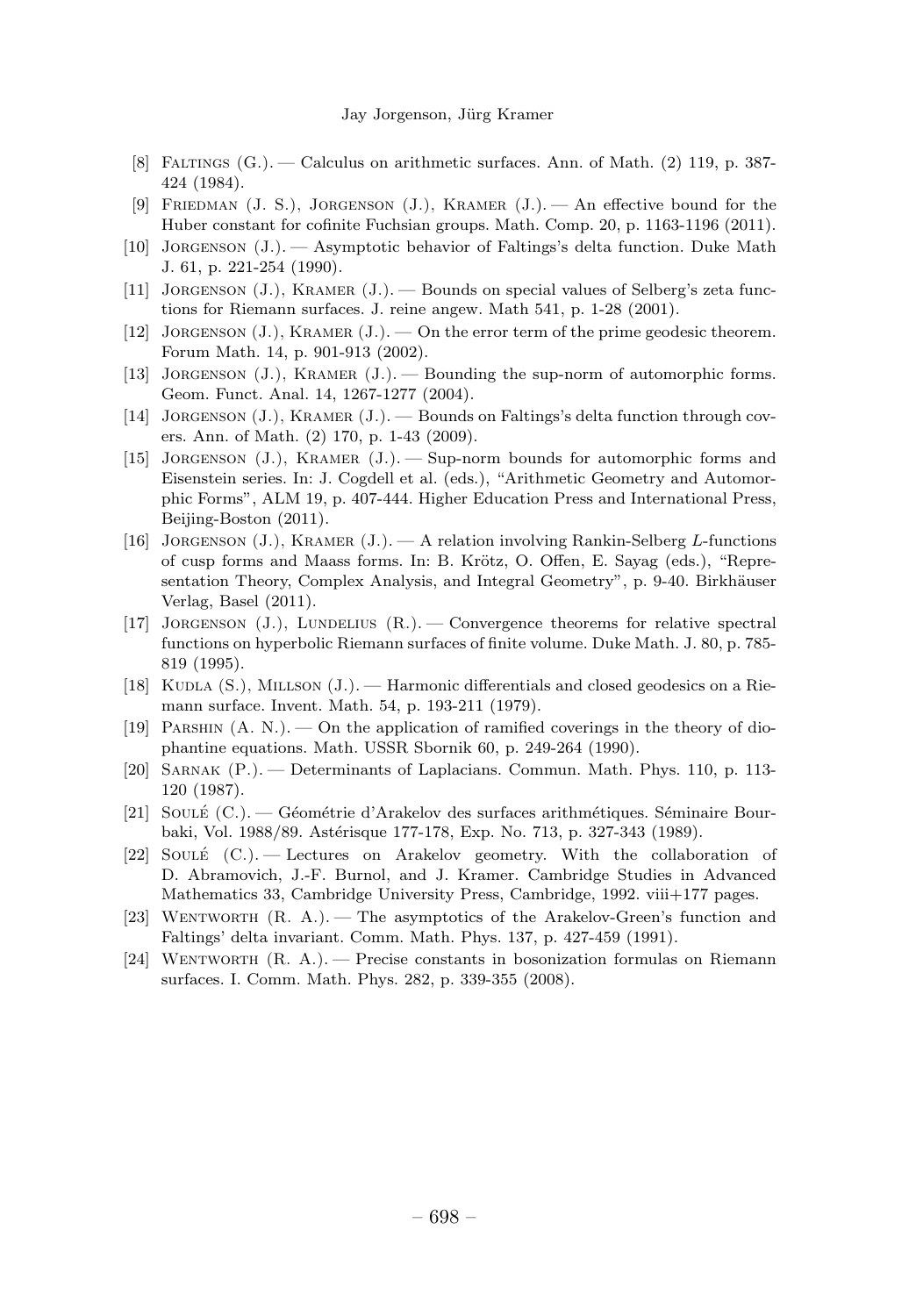[8] Faltings (G.). — Calculus on arithmetic surfaces. Ann. of Math. (2) 119, p. 387-424 (1984).

[9] Friedman (J. S.), Jorgenson (J.), Kramer (J.). — An effective bound for the Huber constant for cofinite Fuchsian groups. Math. Comp. 20, p. 1163-1196 (2011).

[10] Jorgenson (J.). — Asymptotic behavior of Faltings's delta function. Duke Math J. 61, p. 221-254 (1990).

[11] Jorgenson (J.), Kramer (J.). — Bounds on special values of Selberg's zeta functions for Riemann surfaces. J. reine angew. Math 541, p. 1-28 (2001).

[12] Jorgenson (J.), Kramer (J.). — On the error term of the prime geodesic theorem. Forum Math. 14, p. 901-913 (2002).

[13] Jorgenson (J.), Kramer (J.). — Bounding the sup-norm of automorphic forms. Geom. Funct. Anal. 14, 1267-1277 (2004).

[14] Jorgenson (J.), Kramer (J.). — Bounds on Faltings's delta function through covers. Ann. of Math. (2) 170, p. 1-43 (2009).

[15] Jorgenson (J.), Kramer (J.). — Sup-norm bounds for automorphic forms and Eisenstein series. In: J. Cogdell et al. (eds.), "Arithmetic Geometry and Automorphic Forms", ALM 19, p. 407-444. Higher Education Press and International Press, Beijing-Boston (2011).

[16] Jorgenson (J.), Kramer (J.). — A relation involving Rankin-Selberg $L$-functions of cusp forms and Maass forms. In: B. Krötz, O. Offen, E. Sayag (eds.), "Representation Theory, Complex Analysis, and Integral Geometry", p. 9-40. Birkhäuser Verlag, Basel (2011).

[17] Jorgenson (J.), Lundelius (R.). — Convergence theorems for relative spectral functions on hyperbolic Riemann surfaces of finite volume. Duke Math. J. 80, p. 785-819 (1995).

[18] Kudla (S.), Millson (J.). — Harmonic differentials and closed geodesics on a Riemann surface. Invent. Math. 54, p. 193-211 (1979).

[19] Parshin (A. N.). — On the application of ramified coverings in the theory of diophantine equations. Math. USSR Sbornik 60, p. 249-264 (1990).

[20] Sarnak (P.). — Determinants of Laplacians. Commun. Math. Phys. 110, p. 113-120 (1987).

[21] Soulé (C.). — Géométrie d'Arakelov des surfaces arithmétiques. Séminaire Bourbaki, Vol. 1988/89. Astérisque 177-178, Exp. No. 713, p. 327-343 (1989).

[22] Soulé (C.). — Lectures on Arakelov geometry. With the collaboration of D. Abramovich, J.-F. Burnol, and J. Kramer. Cambridge Studies in Advanced Mathematics 33, Cambridge University Press, Cambridge, 1992. viii+177 pages.

[23] Wentworth (R. A.). — The asymptotics of the Arakelov-Green's function and Faltings' delta invariant. Comm. Math. Phys. 137, p. 427-459 (1991).

[24] Wentworth (R. A.). — Precise constants in bosonization formulas on Riemann surfaces. I. Comm. Math. Phys. 282, p. 339-355 (2008).